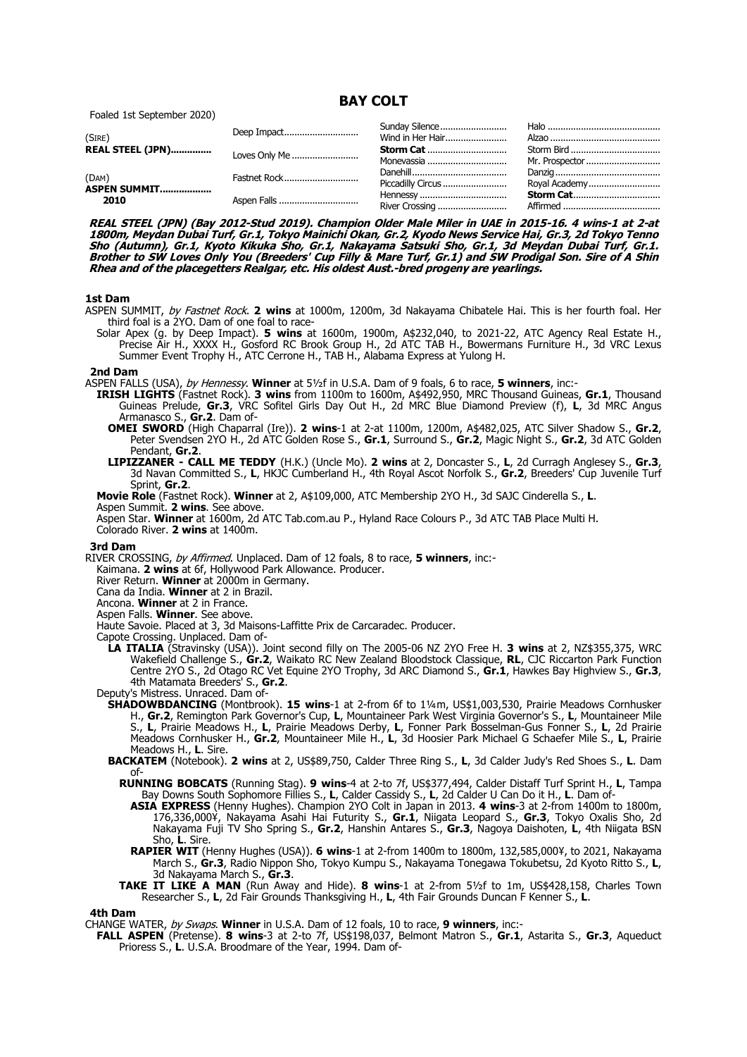# BAY COLT

Foaled 1st September 2020)

| | | | |
|---|---|---|---|
| (SIRE) **REAL STEEL (JPN)**.............. | Deep Impact............................ | Sunday Silence.......................... | Halo ........................................... |
| | | Wind in Her Hair........................ | Alzao ........................................... |
| | Loves Only Me .......................... | **Storm Cat** ............................... | Storm Bird ................................... |
| | | Monevassia ................................ | Mr. Prospector ............................. |
| (DAM) **ASPEN SUMMIT.................. 2010** | Fastnet Rock............................ | Danehill...................................... | Danzig.......................................... |
| | | Piccadilly Circus .......................... | Royal Academy.............................. |
| | Aspen Falls .............................. | Hennessy .................................... | **Storm Cat**.................................. |
| | | River Crossing ............................ | Affirmed ...................................... |

***REAL STEEL (JPN) (Bay 2012-Stud 2019). Champion Older Male Miler in UAE in 2015-16. 4 wins-1 at 2-at 1800m, Meydan Dubai Turf, Gr.1, Tokyo Mainichi Okan, Gr.2, Kyodo News Service Hai, Gr.3, 2d Tokyo Tenno Sho (Autumn), Gr.1, Kyoto Kikuka Sho, Gr.1, Nakayama Satsuki Sho, Gr.1, 3d Meydan Dubai Turf, Gr.1. Brother to SW Loves Only You (Breeders' Cup Filly & Mare Turf, Gr.1) and SW Prodigal Son. Sire of A Shin Rhea and of the placegetters Realgar, etc. His oldest Aust.-bred progeny are yearlings.***

### 1st Dam

ASPEN SUMMIT, *by Fastnet Rock*. **2 wins** at 1000m, 1200m, 3d Nakayama Chibatele Hai. This is her fourth foal. Her third foal is a 2YO. Dam of one foal to race-

Solar Apex (g. by Deep Impact). **5 wins** at 1600m, 1900m, A$232,040, to 2021-22, ATC Agency Real Estate H., Precise Air H., XXXX H., Gosford RC Brook Group H., 2d ATC TAB H., Bowermans Furniture H., 3d VRC Lexus Summer Event Trophy H., ATC Cerrone H., TAB H., Alabama Express at Yulong H.

### 2nd Dam

ASPEN FALLS (USA), *by Hennessy*. **Winner** at 5½f in U.S.A. Dam of 9 foals, 6 to race, **5 winners**, inc:-

**IRISH LIGHTS** (Fastnet Rock). **3 wins** from 1100m to 1600m, A$492,950, MRC Thousand Guineas, **Gr.1**, Thousand Guineas Prelude, **Gr.3**, VRC Sofitel Girls Day Out H., 2d MRC Blue Diamond Preview (f), **L**, 3d MRC Angus Armanasco S., **Gr.2**. Dam of-

**OMEI SWORD** (High Chaparral (Ire)). **2 wins**-1 at 2-at 1100m, 1200m, A$482,025, ATC Silver Shadow S., **Gr.2**, Peter Svendsen 2YO H., 2d ATC Golden Rose S., **Gr.1**, Surround S., **Gr.2**, Magic Night S., **Gr.2**, 3d ATC Golden Pendant, **Gr.2**.

**LIPIZZANER - CALL ME TEDDY** (H.K.) (Uncle Mo). **2 wins** at 2, Doncaster S., **L**, 2d Curragh Anglesey S., **Gr.3**, 3d Navan Committed S., **L**, HKJC Cumberland H., 4th Royal Ascot Norfolk S., **Gr.2**, Breeders' Cup Juvenile Turf Sprint, **Gr.2**.

**Movie Role** (Fastnet Rock). **Winner** at 2, A$109,000, ATC Membership 2YO H., 3d SAJC Cinderella S., **L**.

Aspen Summit. **2 wins**. See above.

Aspen Star. **Winner** at 1600m, 2d ATC Tab.com.au P., Hyland Race Colours P., 3d ATC TAB Place Multi H.

Colorado River. **2 wins** at 1400m.

### 3rd Dam

RIVER CROSSING, *by Affirmed*. Unplaced. Dam of 12 foals, 8 to race, **5 winners**, inc:-

Kaimana. **2 wins** at 6f, Hollywood Park Allowance. Producer.

River Return. **Winner** at 2000m in Germany.

Cana da India. **Winner** at 2 in Brazil.

Ancona. **Winner** at 2 in France.

Aspen Falls. **Winner**. See above.

Haute Savoie. Placed at 3, 3d Maisons-Laffitte Prix de Carcaradec. Producer.

Capote Crossing. Unplaced. Dam of-

**LA ITALIA** (Stravinsky (USA)). Joint second filly on The 2005-06 NZ 2YO Free H. **3 wins** at 2, NZ$355,375, WRC Wakefield Challenge S., **Gr.2**, Waikato RC New Zealand Bloodstock Classique, **RL**, CJC Riccarton Park Function Centre 2YO S., 2d Otago RC Vet Equine 2YO Trophy, 3d ARC Diamond S., **Gr.1**, Hawkes Bay Highview S., **Gr.3**, 4th Matamata Breeders' S., **Gr.2**.

Deputy's Mistress. Unraced. Dam of-

**SHADOWBDANCING** (Montbrook). **15 wins**-1 at 2-from 6f to 1¼m, US$1,003,530, Prairie Meadows Cornhusker H., **Gr.2**, Remington Park Governor's Cup, **L**, Mountaineer Park West Virginia Governor's S., **L**, Mountaineer Mile S., **L**, Prairie Meadows H., **L**, Prairie Meadows Derby, **L**, Fonner Park Bosselman-Gus Fonner S., **L**, 2d Prairie Meadows Cornhusker H., **Gr.2**, Mountaineer Mile H., **L**, 3d Hoosier Park Michael G Schaefer Mile S., **L**, Prairie Meadows H., **L**. Sire.

**BACKATEM** (Notebook). **2 wins** at 2, US$89,750, Calder Three Ring S., **L**, 3d Calder Judy's Red Shoes S., **L**. Dam of-

**RUNNING BOBCATS** (Running Stag). **9 wins**-4 at 2-to 7f, US$377,494, Calder Distaff Turf Sprint H., **L**, Tampa Bay Downs South Sophomore Fillies S., **L**, Calder Cassidy S., **L**, 2d Calder U Can Do it H., **L**. Dam of-

**ASIA EXPRESS** (Henny Hughes). Champion 2YO Colt in Japan in 2013. **4 wins**-3 at 2-from 1400m to 1800m, 176,336,000¥, Nakayama Asahi Hai Futurity S., **Gr.1**, Niigata Leopard S., **Gr.3**, Tokyo Oxalis Sho, 2d Nakayama Fuji TV Sho Spring S., **Gr.2**, Hanshin Antares S., **Gr.3**, Nagoya Daishoten, **L**, 4th Niigata BSN Sho, **L**. Sire.

**RAPIER WIT** (Henny Hughes (USA)). **6 wins**-1 at 2-from 1400m to 1800m, 132,585,000¥, to 2021, Nakayama March S., **Gr.3**, Radio Nippon Sho, Tokyo Kumpu S., Nakayama Tonegawa Tokubetsu, 2d Kyoto Ritto S., **L**, 3d Nakayama March S., **Gr.3**.

**TAKE IT LIKE A MAN** (Run Away and Hide). **8 wins**-1 at 2-from 5½f to 1m, US$428,158, Charles Town Researcher S., **L**, 2d Fair Grounds Thanksgiving H., **L**, 4th Fair Grounds Duncan F Kenner S., **L**.

### 4th Dam

CHANGE WATER, *by Swaps*. **Winner** in U.S.A. Dam of 12 foals, 10 to race, **9 winners**, inc:-

**FALL ASPEN** (Pretense). **8 wins**-3 at 2-to 7f, US$198,037, Belmont Matron S., **Gr.1**, Astarita S., **Gr.3**, Aqueduct Prioress S., **L**. U.S.A. Broodmare of the Year, 1994. Dam of-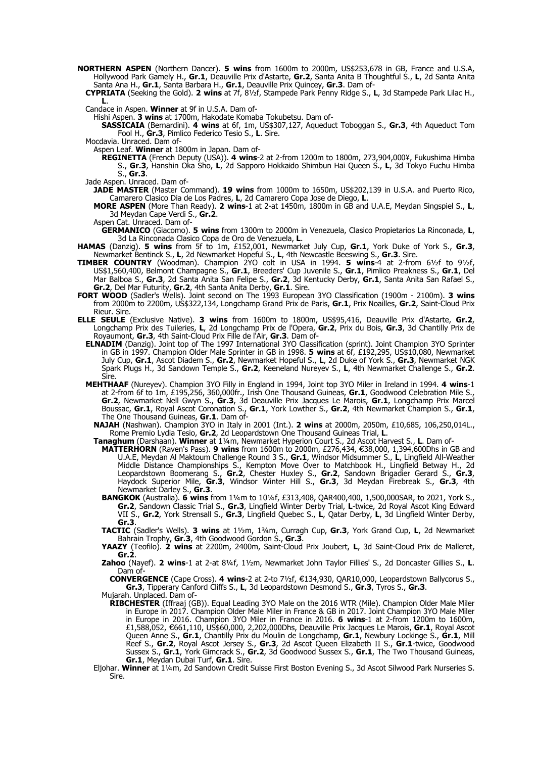**NORTHERN ASPEN** (Northern Dancer). **5 wins** from 1600m to 2000m, US$253,678 in GB, France and U.S.A, Hollywood Park Gamely H., **Gr.1**, Deauville Prix d'Astarte, **Gr.2**, Santa Anita B Thoughtful S., **L**, 2d Santa Anita Santa Ana H., **Gr.1**, Santa Barbara H., **Gr.1**, Deauville Prix Quincey, **Gr.3**. Dam of-

**CYPRIATA** (Seeking the Gold). **2 wins** at 7f, 8½f, Stampede Park Penny Ridge S., **L**, 3d Stampede Park Lilac H., **L**.

Candace in Aspen. **Winner** at 9f in U.S.A. Dam of-

Hishi Aspen. **3 wins** at 1700m, Hakodate Komaba Tokubetsu. Dam of-

**SASSICAIA** (Bernardini). **4 wins** at 6f, 1m, US$307,127, Aqueduct Toboggan S., **Gr.3**, 4th Aqueduct Tom Fool H., **Gr.3**, Pimlico Federico Tesio S., **L**. Sire.

Mocdavia. Unraced. Dam of-

Aspen Leaf. **Winner** at 1800m in Japan. Dam of-

**REGINETTA** (French Deputy (USA)). **4 wins**-2 at 2-from 1200m to 1800m, 273,904,000¥, Fukushima Himba S., **Gr.3**, Hanshin Oka Sho, **L**, 2d Sapporo Hokkaido Shimbun Hai Queen S., **L**, 3d Tokyo Fuchu Himba S., **Gr.3**.

Jade Aspen. Unraced. Dam of-

**JADE MASTER** (Master Command). **19 wins** from 1000m to 1650m, US$202,139 in U.S.A. and Puerto Rico, Camarero Clasico Dia de Los Padres, **L**, 2d Camarero Copa Jose de Diego, **L**.

**MORE ASPEN** (More Than Ready). **2 wins**-1 at 2-at 1450m, 1800m in GB and U.A.E, Meydan Singspiel S., **L**, 3d Meydan Cape Verdi S., **Gr.2**.

Aspen Cat. Unraced. Dam of-

**GERMANICO** (Giacomo). **5 wins** from 1300m to 2000m in Venezuela, Clasico Propietarios La Rinconada, **L**, 3d La Rinconada Clasico Copa de Oro de Venezuela, **L**.

**HAMAS** (Danzig). **5 wins** from 5f to 1m, £152,001, Newmarket July Cup, **Gr.1**, York Duke of York S., **Gr.3**, Newmarket Bentinck S., **L**, 2d Newmarket Hopeful S., **L**, 4th Newcastle Beeswing S., **Gr.3**. Sire.

**TIMBER COUNTRY** (Woodman). Champion 2YO colt in USA in 1994. **5 wins**-4 at 2-from 6½f to 9½f, US$1,560,400, Belmont Champagne S., **Gr.1**, Breeders' Cup Juvenile S., **Gr.1**, Pimlico Preakness S., **Gr.1**, Del Mar Balboa S., **Gr.3**, 2d Santa Anita San Felipe S., **Gr.2**, 3d Kentucky Derby, **Gr.1**, Santa Anita San Rafael S., **Gr.2**, Del Mar Futurity, **Gr.2**, 4th Santa Anita Derby, **Gr.1**. Sire.

**FORT WOOD** (Sadler's Wells). Joint second on The 1993 European 3YO Classification (1900m - 2100m). **3 wins** from 2000m to 2200m, US$322,134, Longchamp Grand Prix de Paris, **Gr.1**, Prix Noailles, **Gr.2**, Saint-Cloud Prix Rieur. Sire.

**ELLE SEULE** (Exclusive Native). **3 wins** from 1600m to 1800m, US$95,416, Deauville Prix d'Astarte, **Gr.2**, Longchamp Prix des Tuileries, **L**, 2d Longchamp Prix de l'Opera, **Gr.2**, Prix du Bois, **Gr.3**, 3d Chantilly Prix de Royaumont, **Gr.3**, 4th Saint-Cloud Prix Fille de l'Air, **Gr.3**. Dam of-

**ELNADIM** (Danzig). Joint top of The 1997 International 3YO Classification (sprint). Joint Champion 3YO Sprinter in GB in 1997. Champion Older Male Sprinter in GB in 1998. **5 wins** at 6f, £192,295, US$10,080, Newmarket July Cup, **Gr.1**, Ascot Diadem S., **Gr.2**, Newmarket Hopeful S., **L**, 2d Duke of York S., **Gr.3**, Newmarket NGK Spark Plugs H., 3d Sandown Temple S., **Gr.2**, Keeneland Nureyev S., **L**, 4th Newmarket Challenge S., **Gr.2**. Sire.

**MEHTHAAF** (Nureyev). Champion 3YO Filly in England in 1994, Joint top 3YO Miler in Ireland in 1994. **4 wins**-1 at 2-from 6f to 1m, £195,256, 360,000fr., Irish One Thousand Guineas, **Gr.1**, Goodwood Celebration Mile S., **Gr.2**, Newmarket Nell Gwyn S., **Gr.3**, 3d Deauville Prix Jacques Le Marois, **Gr.1**, Longchamp Prix Marcel Boussac, **Gr.1**, Royal Ascot Coronation S., **Gr.1**, York Lowther S., **Gr.2**, 4th Newmarket Champion S., **Gr.1**, The One Thousand Guineas, **Gr.1**. Dam of-

**NAJAH** (Nashwan). Champion 3YO in Italy in 2001 (Int.). **2 wins** at 2000m, 2050m, £10,685, 106,250,014L., Rome Premio Lydia Tesio, **Gr.2**, 2d Leopardstown One Thousand Guineas Trial, **L**.

**Tanaghum** (Darshaan). **Winner** at 1¼m, Newmarket Hyperion Court S., 2d Ascot Harvest S., **L**. Dam of-

**MATTERHORN** (Raven's Pass). **9 wins** from 1600m to 2000m, £276,434, €38,000, 1,394,600Dhs in GB and U.A.E, Meydan Al Maktoum Challenge Round 3 S., **Gr.1**, Windsor Midsummer S., **L**, Lingfield All-Weather Middle Distance Championships S., Kempton Move Over to Matchbook H., Lingfield Betway H., 2d Leopardstown Boomerang S., **Gr.2**, Chester Huxley S., **Gr.2**, Sandown Brigadier Gerard S., **Gr.3**, Haydock Superior Mile, **Gr.3**, Windsor Winter Hill S., **Gr.3**, 3d Meydan Firebreak S., **Gr.3**, 4th Newmarket Darley S., **Gr.3**.

**BANGKOK** (Australia). **6 wins** from 1¼m to 10¼f, £313,408, QAR400,400, 1,500,000SAR, to 2021, York S., **Gr.2**, Sandown Classic Trial S., **Gr.3**, Lingfield Winter Derby Trial, **L**-twice, 2d Royal Ascot King Edward VII S., **Gr.2**, York Strensall S., **Gr.3**, Lingfield Quebec S., **L**, Qatar Derby, **L**, 3d Lingfield Winter Derby, **Gr.3**.

**TACTIC** (Sadler's Wells). **3 wins** at 1½m, 1¾m, Curragh Cup, **Gr.3**, York Grand Cup, **L**, 2d Newmarket Bahrain Trophy, **Gr.3**, 4th Goodwood Gordon S., **Gr.3**.

**YAAZY** (Teofilo). **2 wins** at 2200m, 2400m, Saint-Cloud Prix Joubert, **L**, 3d Saint-Cloud Prix de Malleret, **Gr.2**.

**Zahoo** (Nayef). **2 wins**-1 at 2-at 8¼f, 1½m, Newmarket John Taylor Fillies' S., 2d Doncaster Gillies S., **L**. Dam of-

**CONVERGENCE** (Cape Cross). **4 wins**-2 at 2-to 7½f, €134,930, QAR10,000, Leopardstown Ballycorus S., **Gr.3**, Tipperary Canford Cliffs S., **L**, 3d Leopardstown Desmond S., **Gr.3**, Tyros S., **Gr.3**.

Mujarah. Unplaced. Dam of-

**RIBCHESTER** (Iffraaj (GB)). Equal Leading 3YO Male on the 2016 WTR (Mile). Champion Older Male Miler in Europe in 2017. Champion Older Male Miler in France & GB in 2017. Joint Champion 3YO Male Miler in Europe in 2016. Champion 3YO Miler in France in 2016. **6 wins**-1 at 2-from 1200m to 1600m, £1,588,052, €661,110, US$60,000, 2,202,000Dhs, Deauville Prix Jacques Le Marois, **Gr.1**, Royal Ascot Queen Anne S., **Gr.1**, Chantilly Prix du Moulin de Longchamp, **Gr.1**, Newbury Lockinge S., **Gr.1**, Mill Reef S., **Gr.2**, Royal Ascot Jersey S., **Gr.3**, 2d Ascot Queen Elizabeth II S., **Gr.1**-twice, Goodwood Sussex S., **Gr.1**, York Gimcrack S., **Gr.2**, 3d Goodwood Sussex S., **Gr.1**, The Two Thousand Guineas, **Gr.1**, Meydan Dubai Turf, **Gr.1**. Sire.

Eljohar. **Winner** at 1¼m, 2d Sandown Credit Suisse First Boston Evening S., 3d Ascot Silwood Park Nurseries S. Sire.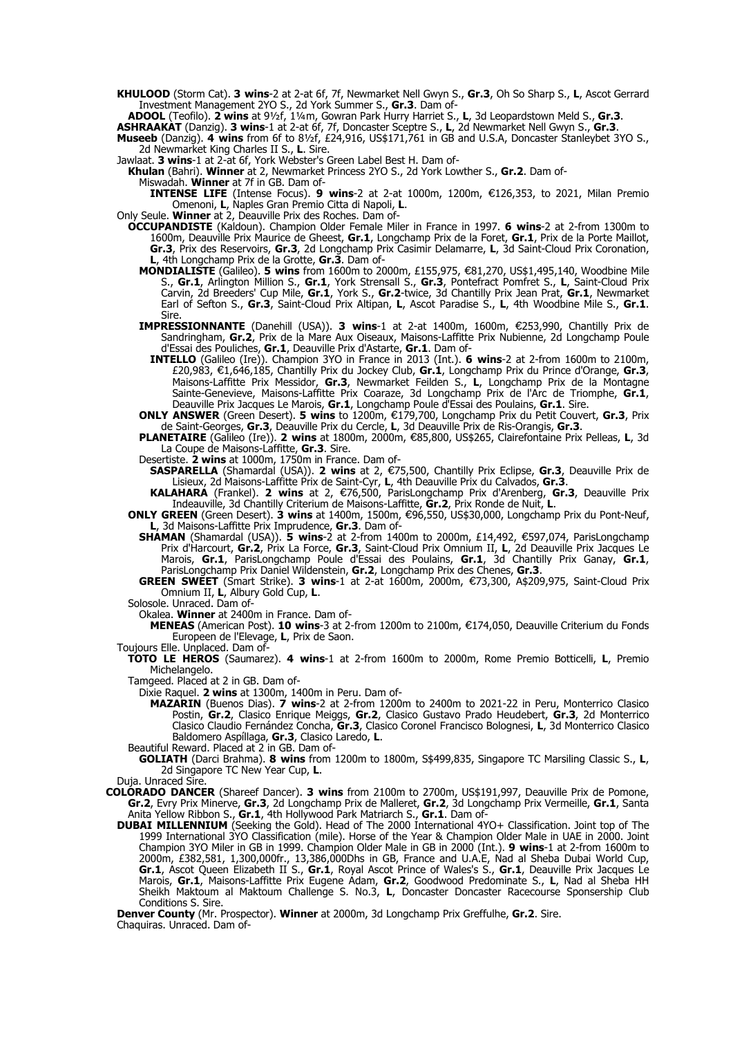**KHULOOD** (Storm Cat). **3 wins**-2 at 2-at 6f, 7f, Newmarket Nell Gwyn S., **Gr.3**, Oh So Sharp S., **L**, Ascot Gerrard Investment Management 2YO S., 2d York Summer S., **Gr.3**. Dam of-

**ADOOL** (Teofilo). **2 wins** at 9½f, 1¼m, Gowran Park Hurry Harriet S., **L**, 3d Leopardstown Meld S., **Gr.3**.

**ASHRAAKAT** (Danzig). **3 wins**-1 at 2-at 6f, 7f, Doncaster Sceptre S., **L**, 2d Newmarket Nell Gwyn S., **Gr.3**.

**Museeb** (Danzig). **4 wins** from 6f to 8½f, £24,916, US$171,761 in GB and U.S.A, Doncaster Stanleybet 3YO S., 2d Newmarket King Charles II S., **L**. Sire.

Jawlaat. **3 wins**-1 at 2-at 6f, York Webster's Green Label Best H. Dam of-

**Khulan** (Bahri). **Winner** at 2, Newmarket Princess 2YO S., 2d York Lowther S., **Gr.2**. Dam of-

Miswadah. **Winner** at 7f in GB. Dam of-

**INTENSE LIFE** (Intense Focus). **9 wins**-2 at 2-at 1000m, 1200m, €126,353, to 2021, Milan Premio Omenoni, **L**, Naples Gran Premio Citta di Napoli, **L**.

Only Seule. **Winner** at 2, Deauville Prix des Roches. Dam of-

**OCCUPANDISTE** (Kaldoun). Champion Older Female Miler in France in 1997. **6 wins**-2 at 2-from 1300m to 1600m, Deauville Prix Maurice de Gheest, **Gr.1**, Longchamp Prix de la Foret, **Gr.1**, Prix de la Porte Maillot, **Gr.3**, Prix des Reservoirs, **Gr.3**, 2d Longchamp Prix Casimir Delamarre, **L**, 3d Saint-Cloud Prix Coronation, **L**, 4th Longchamp Prix de la Grotte, **Gr.3**. Dam of-

**MONDIALISTE** (Galileo). **5 wins** from 1600m to 2000m, £155,975, €81,270, US$1,495,140, Woodbine Mile S., **Gr.1**, Arlington Million S., **Gr.1**, York Strensall S., **Gr.3**, Pontefract Pomfret S., **L**, Saint-Cloud Prix Carvin, 2d Breeders' Cup Mile, **Gr.1**, York S., **Gr.2**-twice, 3d Chantilly Prix Jean Prat, **Gr.1**, Newmarket Earl of Sefton S., **Gr.3**, Saint-Cloud Prix Altipan, **L**, Ascot Paradise S., **L**, 4th Woodbine Mile S., **Gr.1**. Sire.

**IMPRESSIONNANTE** (Danehill (USA)). **3 wins**-1 at 2-at 1400m, 1600m, €253,990, Chantilly Prix de Sandringham, **Gr.2**, Prix de la Mare Aux Oiseaux, Maisons-Laffitte Prix Nubienne, 2d Longchamp Poule d'Essai des Pouliches, **Gr.1**, Deauville Prix d'Astarte, **Gr.1**. Dam of-

**INTELLO** (Galileo (Ire)). Champion 3YO in France in 2013 (Int.). **6 wins**-2 at 2-from 1600m to 2100m, £20,983, €1,646,185, Chantilly Prix du Jockey Club, **Gr.1**, Longchamp Prix du Prince d'Orange, **Gr.3**, Maisons-Laffitte Prix Messidor, **Gr.3**, Newmarket Feilden S., **L**, Longchamp Prix de la Montagne Sainte-Genevieve, Maisons-Laffitte Prix Coaraze, 3d Longchamp Prix de l'Arc de Triomphe, **Gr.1**, Deauville Prix Jacques Le Marois, **Gr.1**, Longchamp Poule d'Essai des Poulains, **Gr.1**. Sire.

**ONLY ANSWER** (Green Desert). **5 wins** to 1200m, €179,700, Longchamp Prix du Petit Couvert, **Gr.3**, Prix de Saint-Georges, **Gr.3**, Deauville Prix du Cercle, **L**, 3d Deauville Prix de Ris-Orangis, **Gr.3**.

**PLANETAIRE** (Galileo (Ire)). **2 wins** at 1800m, 2000m, €85,800, US$265, Clairefontaine Prix Pelleas, **L**, 3d La Coupe de Maisons-Laffitte, **Gr.3**. Sire.

Desertiste. **2 wins** at 1000m, 1750m in France. Dam of-

**SASPARELLA** (Shamardal (USA)). **2 wins** at 2, €75,500, Chantilly Prix Eclipse, **Gr.3**, Deauville Prix de Lisieux, 2d Maisons-Laffitte Prix de Saint-Cyr, **L**, 4th Deauville Prix du Calvados, **Gr.3**.

**KALAHARA** (Frankel). **2 wins** at 2, €76,500, ParisLongchamp Prix d'Arenberg, **Gr.3**, Deauville Prix Indeauville, 3d Chantilly Criterium de Maisons-Laffitte, **Gr.2**, Prix Ronde de Nuit, **L**.

**ONLY GREEN** (Green Desert). **3 wins** at 1400m, 1500m, €96,550, US$30,000, Longchamp Prix du Pont-Neuf, **L**, 3d Maisons-Laffitte Prix Imprudence, **Gr.3**. Dam of-

**SHAMAN** (Shamardal (USA)). **5 wins**-2 at 2-from 1400m to 2000m, £14,492, €597,074, ParisLongchamp Prix d'Harcourt, **Gr.2**, Prix La Force, **Gr.3**, Saint-Cloud Prix Omnium II, **L**, 2d Deauville Prix Jacques Le Marois, **Gr.1**, ParisLongchamp Poule d'Essai des Poulains, **Gr.1**, 3d Chantilly Prix Ganay, **Gr.1**, ParisLongchamp Prix Daniel Wildenstein, **Gr.2**, Longchamp Prix des Chenes, **Gr.3**.

**GREEN SWEET** (Smart Strike). **3 wins**-1 at 2-at 1600m, 2000m, €73,300, A$209,975, Saint-Cloud Prix Omnium II, **L**, Albury Gold Cup, **L**.

Solosole. Unraced. Dam of-

Okalea. **Winner** at 2400m in France. Dam of-

**MENEAS** (American Post). **10 wins**-3 at 2-from 1200m to 2100m, €174,050, Deauville Criterium du Fonds Europeen de l'Elevage, **L**, Prix de Saon.

Toujours Elle. Unplaced. Dam of-

**TOTO LE HEROS** (Saumarez). **4 wins**-1 at 2-from 1600m to 2000m, Rome Premio Botticelli, **L**, Premio Michelangelo.

Tamgeed. Placed at 2 in GB. Dam of-

Dixie Raquel. **2 wins** at 1300m, 1400m in Peru. Dam of-

**MAZARIN** (Buenos Dias). **7 wins**-2 at 2-from 1200m to 2400m to 2021-22 in Peru, Monterrico Clasico Postin, **Gr.2**, Clasico Enrique Meiggs, **Gr.2**, Clasico Gustavo Prado Heudebert, **Gr.3**, 2d Monterrico Clasico Claudio Fernández Concha, **Gr.3**, Clasico Coronel Francisco Bolognesi, **L**, 3d Monterrico Clasico Baldomero Aspíllaga, **Gr.3**, Clasico Laredo, **L**.

Beautiful Reward. Placed at 2 in GB. Dam of-

**GOLIATH** (Darci Brahma). **8 wins** from 1200m to 1800m, S$499,835, Singapore TC Marsiling Classic S., **L**, 2d Singapore TC New Year Cup, **L**.

Duja. Unraced Sire.

**COLORADO DANCER** (Shareef Dancer). **3 wins** from 2100m to 2700m, US$191,997, Deauville Prix de Pomone, **Gr.2**, Evry Prix Minerve, **Gr.3**, 2d Longchamp Prix de Malleret, **Gr.2**, 3d Longchamp Prix Vermeille, **Gr.1**, Santa Anita Yellow Ribbon S., **Gr.1**, 4th Hollywood Park Matriarch S., **Gr.1**. Dam of-

**DUBAI MILLENNIUM** (Seeking the Gold). Head of The 2000 International 4YO+ Classification. Joint top of The 1999 International 3YO Classification (mile). Horse of the Year & Champion Older Male in UAE in 2000. Joint Champion 3YO Miler in GB in 1999. Champion Older Male in GB in 2000 (Int.). **9 wins**-1 at 2-from 1600m to 2000m, £382,581, 1,300,000fr., 13,386,000Dhs in GB, France and U.A.E, Nad al Sheba Dubai World Cup, **Gr.1**, Ascot Queen Elizabeth II S., **Gr.1**, Royal Ascot Prince of Wales's S., **Gr.1**, Deauville Prix Jacques Le Marois, **Gr.1**, Maisons-Laffitte Prix Eugene Adam, **Gr.2**, Goodwood Predominate S., **L**, Nad al Sheba HH Sheikh Maktoum al Maktoum Challenge S. No.3, **L**, Doncaster Doncaster Racecourse Sponsership Club Conditions S. Sire.

**Denver County** (Mr. Prospector). **Winner** at 2000m, 3d Longchamp Prix Greffulhe, **Gr.2**. Sire.

Chaquiras. Unraced. Dam of-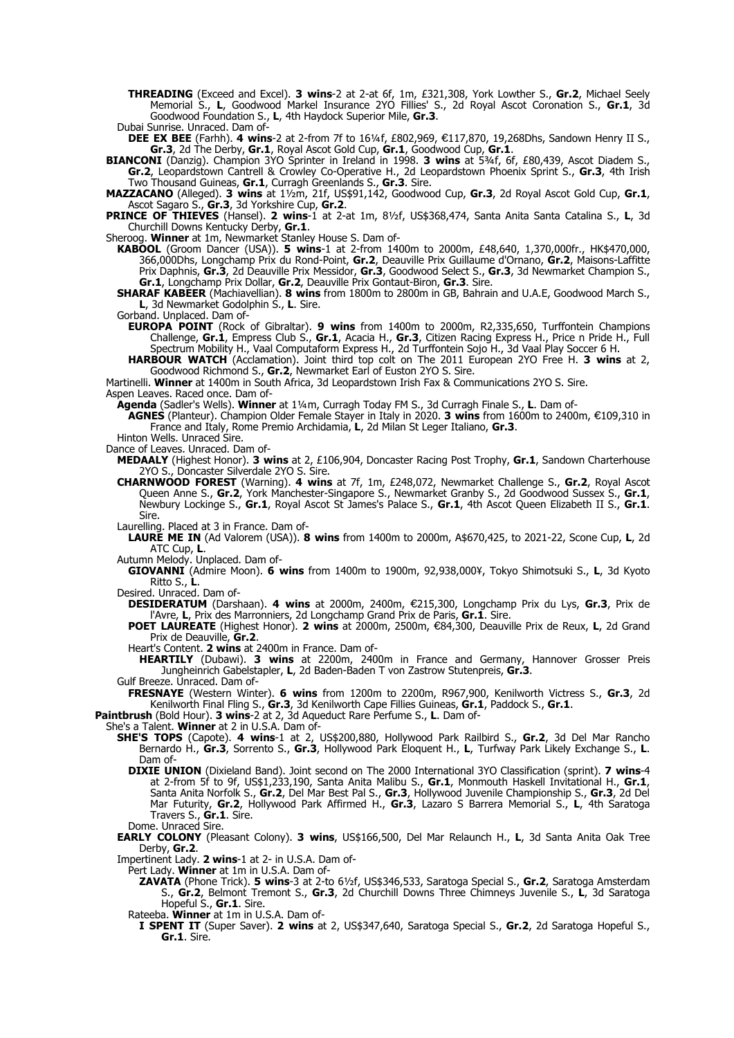**THREADING** (Exceed and Excel). **3 wins**-2 at 2-at 6f, 1m, £321,308, York Lowther S., **Gr.2**, Michael Seely Memorial S., **L**, Goodwood Markel Insurance 2YO Fillies' S., 2d Royal Ascot Coronation S., **Gr.1**, 3d Goodwood Foundation S., **L**, 4th Haydock Superior Mile, **Gr.3**.

Dubai Sunrise. Unraced. Dam of-

**DEE EX BEE** (Farhh). **4 wins**-2 at 2-from 7f to 16¼f, £802,969, €117,870, 19,268Dhs, Sandown Henry II S., **Gr.3**, 2d The Derby, **Gr.1**, Royal Ascot Gold Cup, **Gr.1**, Goodwood Cup, **Gr.1**.

**BIANCONI** (Danzig). Champion 3YO Sprinter in Ireland in 1998. **3 wins** at 5¾f, 6f, £80,439, Ascot Diadem S., **Gr.2**, Leopardstown Cantrell & Crowley Co-Operative H., 2d Leopardstown Phoenix Sprint S., **Gr.3**, 4th Irish Two Thousand Guineas, **Gr.1**, Curragh Greenlands S., **Gr.3**. Sire.

**MAZZACANO** (Alleged). **3 wins** at 1½m, 21f, US$91,142, Goodwood Cup, **Gr.3**, 2d Royal Ascot Gold Cup, **Gr.1**, Ascot Sagaro S., **Gr.3**, 3d Yorkshire Cup, **Gr.2**.

**PRINCE OF THIEVES** (Hansel). **2 wins**-1 at 2-at 1m, 8½f, US$368,474, Santa Anita Santa Catalina S., **L**, 3d Churchill Downs Kentucky Derby, **Gr.1**.

Sheroog. **Winner** at 1m, Newmarket Stanley House S. Dam of-

**KABOOL** (Groom Dancer (USA)). **5 wins**-1 at 2-from 1400m to 2000m, £48,640, 1,370,000fr., HK$470,000, 366,000Dhs, Longchamp Prix du Rond-Point, **Gr.2**, Deauville Prix Guillaume d'Ornano, **Gr.2**, Maisons-Laffitte Prix Daphnis, **Gr.3**, 2d Deauville Prix Messidor, **Gr.3**, Goodwood Select S., **Gr.3**, 3d Newmarket Champion S., **Gr.1**, Longchamp Prix Dollar, **Gr.2**, Deauville Prix Gontaut-Biron, **Gr.3**. Sire.

**SHARAF KABEER** (Machiavellian). **8 wins** from 1800m to 2800m in GB, Bahrain and U.A.E, Goodwood March S., **L**, 3d Newmarket Godolphin S., **L**. Sire.

Gorband. Unplaced. Dam of-

**EUROPA POINT** (Rock of Gibraltar). **9 wins** from 1400m to 2000m, R2,335,650, Turffontein Champions Challenge, **Gr.1**, Empress Club S., **Gr.1**, Acacia H., **Gr.3**, Citizen Racing Express H., Price n Pride H., Full Spectrum Mobility H., Vaal Computaform Express H., 2d Turffontein Sojo H., 3d Vaal Play Soccer 6 H.

**HARBOUR WATCH** (Acclamation). Joint third top colt on The 2011 European 2YO Free H. **3 wins** at 2, Goodwood Richmond S., **Gr.2**, Newmarket Earl of Euston 2YO S. Sire.

Martinelli. **Winner** at 1400m in South Africa, 3d Leopardstown Irish Fax & Communications 2YO S. Sire.

Aspen Leaves. Raced once. Dam of-

**Agenda** (Sadler's Wells). **Winner** at 1¼m, Curragh Today FM S., 3d Curragh Finale S., **L**. Dam of-

**AGNES** (Planteur). Champion Older Female Stayer in Italy in 2020. **3 wins** from 1600m to 2400m, €109,310 in France and Italy, Rome Premio Archidamia, **L**, 2d Milan St Leger Italiano, **Gr.3**.

Hinton Wells. Unraced Sire.

Dance of Leaves. Unraced. Dam of-

**MEDAALY** (Highest Honor). **3 wins** at 2, £106,904, Doncaster Racing Post Trophy, **Gr.1**, Sandown Charterhouse 2YO S., Doncaster Silverdale 2YO S. Sire.

**CHARNWOOD FOREST** (Warning). **4 wins** at 7f, 1m, £248,072, Newmarket Challenge S., **Gr.2**, Royal Ascot Queen Anne S., **Gr.2**, York Manchester-Singapore S., Newmarket Granby S., 2d Goodwood Sussex S., **Gr.1**, Newbury Lockinge S., **Gr.1**, Royal Ascot St James's Palace S., **Gr.1**, 4th Ascot Queen Elizabeth II S., **Gr.1**. Sire.

Laurelling. Placed at 3 in France. Dam of-

**LAURE ME IN** (Ad Valorem (USA)). **8 wins** from 1400m to 2000m, A$670,425, to 2021-22, Scone Cup, **L**, 2d ATC Cup, **L**.

Autumn Melody. Unplaced. Dam of-

**GIOVANNI** (Admire Moon). **6 wins** from 1400m to 1900m, 92,938,000¥, Tokyo Shimotsuki S., **L**, 3d Kyoto Ritto S., **L**.

Desired. Unraced. Dam of-

**DESIDERATUM** (Darshaan). **4 wins** at 2000m, 2400m, €215,300, Longchamp Prix du Lys, **Gr.3**, Prix de l'Avre, **L**, Prix des Marronniers, 2d Longchamp Grand Prix de Paris, **Gr.1**. Sire.

**POET LAUREATE** (Highest Honor). **2 wins** at 2000m, 2500m, €84,300, Deauville Prix de Reux, **L**, 2d Grand Prix de Deauville, **Gr.2**.

Heart's Content. **2 wins** at 2400m in France. Dam of-

**HEARTILY** (Dubawi). **3 wins** at 2200m, 2400m in France and Germany, Hannover Grosser Preis Jungheinrich Gabelstapler, **L**, 2d Baden-Baden T von Zastrow Stutenpreis, **Gr.3**.

Gulf Breeze. Unraced. Dam of-

**FRESNAYE** (Western Winter). **6 wins** from 1200m to 2200m, R967,900, Kenilworth Victress S., **Gr.3**, 2d Kenilworth Final Fling S., **Gr.3**, 3d Kenilworth Cape Fillies Guineas, **Gr.1**, Paddock S., **Gr.1**.

**Paintbrush** (Bold Hour). **3 wins**-2 at 2, 3d Aqueduct Rare Perfume S., **L**. Dam of-

She's a Talent. **Winner** at 2 in U.S.A. Dam of-

**SHE'S TOPS** (Capote). **4 wins**-1 at 2, US$200,880, Hollywood Park Railbird S., **Gr.2**, 3d Del Mar Rancho Bernardo H., **Gr.3**, Sorrento S., **Gr.3**, Hollywood Park Eloquent H., **L**, Turfway Park Likely Exchange S., **L**. Dam of-

**DIXIE UNION** (Dixieland Band). Joint second on The 2000 International 3YO Classification (sprint). **7 wins**-4 at 2-from 5f to 9f, US$1,233,190, Santa Anita Malibu S., **Gr.1**, Monmouth Haskell Invitational H., **Gr.1**, Santa Anita Norfolk S., **Gr.2**, Del Mar Best Pal S., **Gr.3**, Hollywood Juvenile Championship S., **Gr.3**, 2d Del Mar Futurity, **Gr.2**, Hollywood Park Affirmed H., **Gr.3**, Lazaro S Barrera Memorial S., **L**, 4th Saratoga Travers S., **Gr.1**. Sire.

Dome. Unraced Sire.

**EARLY COLONY** (Pleasant Colony). **3 wins**, US$166,500, Del Mar Relaunch H., **L**, 3d Santa Anita Oak Tree Derby, **Gr.2**.

Impertinent Lady. **2 wins**-1 at 2- in U.S.A. Dam of-

Pert Lady. **Winner** at 1m in U.S.A. Dam of-

**ZAVATA** (Phone Trick). **5 wins**-3 at 2-to 6½f, US$346,533, Saratoga Special S., **Gr.2**, Saratoga Amsterdam S., **Gr.2**, Belmont Tremont S., **Gr.3**, 2d Churchill Downs Three Chimneys Juvenile S., **L**, 3d Saratoga Hopeful S., **Gr.1**. Sire.

Rateeba. **Winner** at 1m in U.S.A. Dam of-

**I SPENT IT** (Super Saver). **2 wins** at 2, US$347,640, Saratoga Special S., **Gr.2**, 2d Saratoga Hopeful S., **Gr.1**. Sire.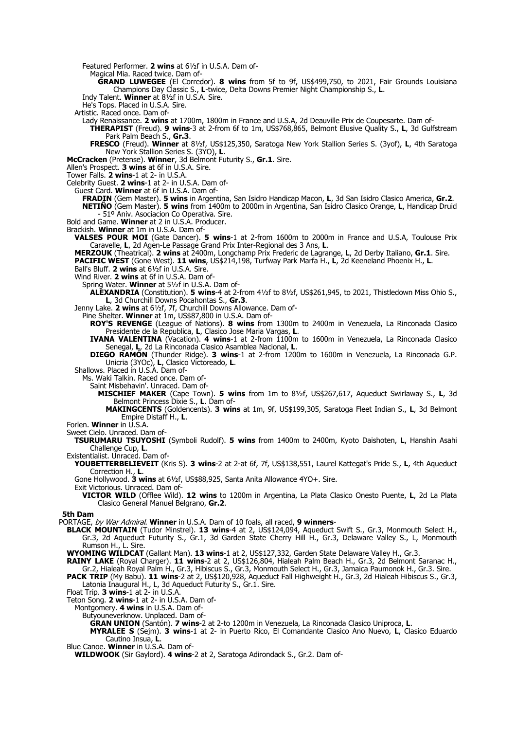Featured Performer. **2 wins** at 6½f in U.S.A. Dam of-

Magical Mia. Raced twice. Dam of-

**GRAND LUWEGEE** (El Corredor). **8 wins** from 5f to 9f, US$499,750, to 2021, Fair Grounds Louisiana Champions Day Classic S., **L**-twice, Delta Downs Premier Night Championship S., **L**.

Indy Talent. **Winner** at 8½f in U.S.A. Sire.

He's Tops. Placed in U.S.A. Sire.

Artistic. Raced once. Dam of-

Lady Renaissance. **2 wins** at 1700m, 1800m in France and U.S.A, 2d Deauville Prix de Coupesarte. Dam of-

**THERAPIST** (Freud). **9 wins**-3 at 2-from 6f to 1m, US$768,865, Belmont Elusive Quality S., **L**, 3d Gulfstream Park Palm Beach S., **Gr.3**.

**FRESCO** (Freud). **Winner** at 8½f, US$125,350, Saratoga New York Stallion Series S. (3yof), **L**, 4th Saratoga New York Stallion Series S. (3YO), **L**.

**McCracken** (Pretense). **Winner**, 3d Belmont Futurity S., **Gr.1**. Sire.

Allen's Prospect. **3 wins** at 6f in U.S.A. Sire.

Tower Falls. **2 wins**-1 at 2- in U.S.A.

Celebrity Guest. **2 wins**-1 at 2- in U.S.A. Dam of-

Guest Card. **Winner** at 6f in U.S.A. Dam of-

**FRADIN** (Gem Master). **5 wins** in Argentina, San Isidro Handicap Macon, **L**, 3d San Isidro Clasico America, **Gr.2**.

**NETIÑO** (Gem Master). **5 wins** from 1400m to 2000m in Argentina, San Isidro Clasico Orange, **L**, Handicap Druid - 51º Aniv. Asociacion Co Operativa. Sire.

Bold and Game. **Winner** at 2 in U.S.A. Producer.

Brackish. **Winner** at 1m in U.S.A. Dam of-

**VALSES POUR MOI** (Gate Dancer). **5 wins**-1 at 2-from 1600m to 2000m in France and U.S.A, Toulouse Prix Caravelle, **L**, 2d Agen-Le Passage Grand Prix Inter-Regional des 3 Ans, **L**.

**MERZOUK** (Theatrical). **2 wins** at 2400m, Longchamp Prix Frederic de Lagrange, **L**, 2d Derby Italiano, **Gr.1**. Sire.

**PACIFIC WEST** (Gone West). **11 wins**, US$214,198, Turfway Park Marfa H., **L**, 2d Keeneland Phoenix H., **L**.

Ball's Bluff. **2 wins** at 6½f in U.S.A. Sire.

Wind River. **2 wins** at 6f in U.S.A. Dam of-

Spring Water. **Winner** at 5½f in U.S.A. Dam of-

**ALEXANDRIA** (Constitution). **5 wins**-4 at 2-from 4½f to 8½f, US$261,945, to 2021, Thistledown Miss Ohio S., **L**, 3d Churchill Downs Pocahontas S., **Gr.3**.

Jenny Lake. **2 wins** at 6½f, 7f, Churchill Downs Allowance. Dam of-

Pine Shelter. **Winner** at 1m, US$87,800 in U.S.A. Dam of-

**ROY'S REVENGE** (League of Nations). **8 wins** from 1300m to 2400m in Venezuela, La Rinconada Clasico Presidente de la Republica, **L**, Clasico Jose Maria Vargas, **L**.

**IVANA VALENTINA** (Vacation). **4 wins**-1 at 2-from 1100m to 1600m in Venezuela, La Rinconada Clasico Senegal, **L**, 2d La Rinconada Clasico Asamblea Nacional, **L**.

**DIEGO RAMÓN** (Thunder Ridge). **3 wins**-1 at 2-from 1200m to 1600m in Venezuela, La Rinconada G.P. Unicria (3YOc), **L**, Clasico Victoreado, **L**.

Shallows. Placed in U.S.A. Dam of-

Ms. Waki Talkin. Raced once. Dam of-

Saint Misbehavin'. Unraced. Dam of-

**MISCHIEF MAKER** (Cape Town). **5 wins** from 1m to 8½f, US$267,617, Aqueduct Swirlaway S., **L**, 3d Belmont Princess Dixie S., **L**. Dam of-

**MAKINGCENTS** (Goldencents). **3 wins** at 1m, 9f, US$199,305, Saratoga Fleet Indian S., **L**, 3d Belmont Empire Distaff H., **L**.

Forlen. **Winner** in U.S.A.

Sweet Cielo. Unraced. Dam of-

**TSURUMARU TSUYOSHI** (Symboli Rudolf). **5 wins** from 1400m to 2400m, Kyoto Daishoten, **L**, Hanshin Asahi Challenge Cup, **L**.

Existentialist. Unraced. Dam of-

**YOUBETTERBELIEVEIT** (Kris S). **3 wins**-2 at 2-at 6f, 7f, US$138,551, Laurel Kattegat's Pride S., **L**, 4th Aqueduct Correction H., **L**.

Gone Hollywood. **3 wins** at 6½f, US$88,925, Santa Anita Allowance 4YO+. Sire.

Exit Victorious. Unraced. Dam of-

**VICTOR WILD** (Offlee Wild). **12 wins** to 1200m in Argentina, La Plata Clasico Onesto Puente, **L**, 2d La Plata Clasico General Manuel Belgrano, **Gr.2**.

**5th Dam**

PORTAGE, *by War Admiral*. **Winner** in U.S.A. Dam of 10 foals, all raced, **9 winners**-

**BLACK MOUNTAIN** (Tudor Minstrel). **13 wins**-4 at 2, US$124,094, Aqueduct Swift S., Gr.3, Monmouth Select H., Gr.3, 2d Aqueduct Futurity S., Gr.1, 3d Garden State Cherry Hill H., Gr.3, Delaware Valley S., L, Monmouth Rumson H., L. Sire.

**WYOMING WILDCAT** (Gallant Man). **13 wins**-1 at 2, US$127,332, Garden State Delaware Valley H., Gr.3.

**RAINY LAKE** (Royal Charger). **11 wins**-2 at 2, US$126,804, Hialeah Palm Beach H., Gr.3, 2d Belmont Saranac H., Gr.2, Hialeah Royal Palm H., Gr.3, Hibiscus S., Gr.3, Monmouth Select H., Gr.3, Jamaica Paumonok H., Gr.3. Sire.

**PACK TRIP** (My Babu). **11 wins**-2 at 2, US$120,928, Aqueduct Fall Highweight H., Gr.3, 2d Hialeah Hibiscus S., Gr.3, Latonia Inaugural H., L, 3d Aqueduct Futurity S., Gr.1. Sire.

Float Trip. **3 wins**-1 at 2- in U.S.A.

Teton Song. **2 wins**-1 at 2- in U.S.A. Dam of-

Montgomery. **4 wins** in U.S.A. Dam of-

Butyouneverknow. Unplaced. Dam of-

**GRAN UNION** (Santón). **7 wins**-2 at 2-to 1200m in Venezuela, La Rinconada Clasico Uniproca, **L**.

**MYRALEE S** (Sejm). **3 wins**-1 at 2- in Puerto Rico, El Comandante Clasico Ano Nuevo, **L**, Clasico Eduardo Cautino Insua, **L**.

Blue Canoe. **Winner** in U.S.A. Dam of-

**WILDWOOK** (Sir Gaylord). **4 wins**-2 at 2, Saratoga Adirondack S., Gr.2. Dam of-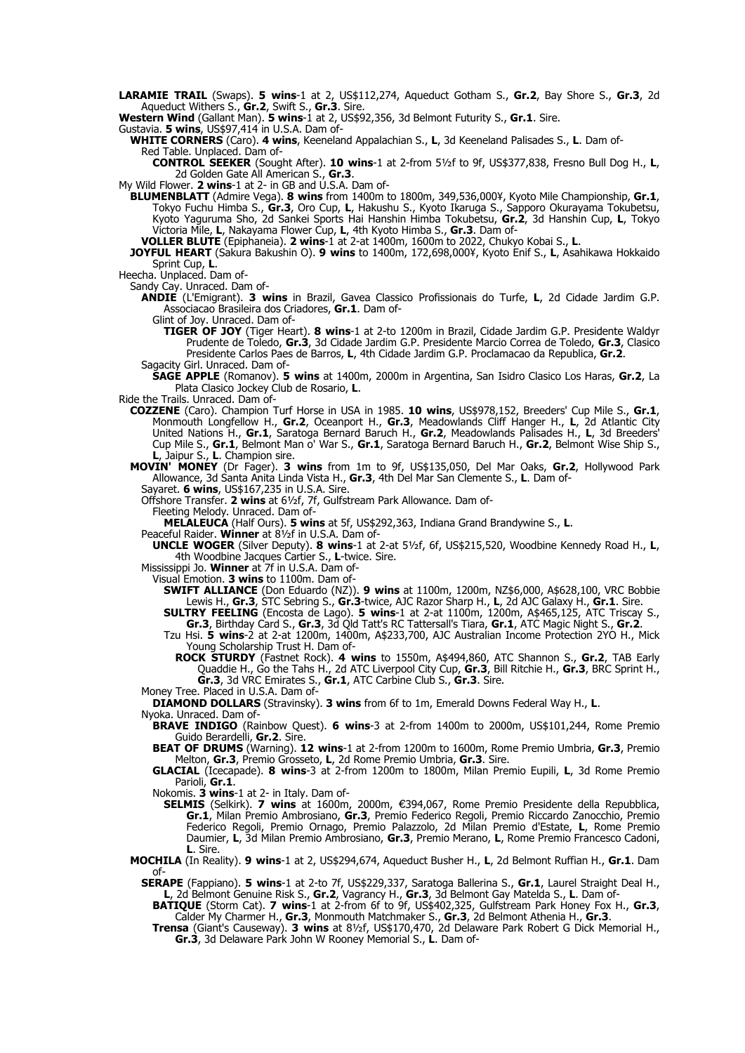**LARAMIE TRAIL** (Swaps). **5 wins**-1 at 2, US$112,274, Aqueduct Gotham S., **Gr.2**, Bay Shore S., **Gr.3**, 2d Aqueduct Withers S., **Gr.2**, Swift S., **Gr.3**. Sire.

**Western Wind** (Gallant Man). **5 wins**-1 at 2, US$92,356, 3d Belmont Futurity S., **Gr.1**. Sire.

Gustavia. **5 wins**, US$97,414 in U.S.A. Dam of-

**WHITE CORNERS** (Caro). **4 wins**, Keeneland Appalachian S., **L**, 3d Keeneland Palisades S., **L**. Dam of-

Red Table. Unplaced. Dam of-

**CONTROL SEEKER** (Sought After). **10 wins**-1 at 2-from 5½f to 9f, US$377,838, Fresno Bull Dog H., **L**, 2d Golden Gate All American S., **Gr.3**.

My Wild Flower. **2 wins**-1 at 2- in GB and U.S.A. Dam of-

**BLUMENBLATT** (Admire Vega). **8 wins** from 1400m to 1800m, 349,536,000¥, Kyoto Mile Championship, **Gr.1**, Tokyo Fuchu Himba S., **Gr.3**, Oro Cup, **L**, Hakushu S., Kyoto Ikaruga S., Sapporo Okurayama Tokubetsu, Kyoto Yaguruma Sho, 2d Sankei Sports Hai Hanshin Himba Tokubetsu, **Gr.2**, 3d Hanshin Cup, **L**, Tokyo Victoria Mile, **L**, Nakayama Flower Cup, **L**, 4th Kyoto Himba S., **Gr.3**. Dam of-

**VOLLER BLUTE** (Epiphaneia). **2 wins**-1 at 2-at 1400m, 1600m to 2022, Chukyo Kobai S., **L**.

**JOYFUL HEART** (Sakura Bakushin O). **9 wins** to 1400m, 172,698,000¥, Kyoto Enif S., **L**, Asahikawa Hokkaido Sprint Cup, **L**.

Heecha. Unplaced. Dam of-

Sandy Cay. Unraced. Dam of-

**ANDIE** (L'Emigrant). **3 wins** in Brazil, Gavea Classico Profissionais do Turfe, **L**, 2d Cidade Jardim G.P. Associacao Brasileira dos Criadores, **Gr.1**. Dam of-

Glint of Joy. Unraced. Dam of-

**TIGER OF JOY** (Tiger Heart). **8 wins**-1 at 2-to 1200m in Brazil, Cidade Jardim G.P. Presidente Waldyr Prudente de Toledo, **Gr.3**, 3d Cidade Jardim G.P. Presidente Marcio Correa de Toledo, **Gr.3**, Clasico Presidente Carlos Paes de Barros, **L**, 4th Cidade Jardim G.P. Proclamacao da Republica, **Gr.2**.

Sagacity Girl. Unraced. Dam of-

**SAGE APPLE** (Romanov). **5 wins** at 1400m, 2000m in Argentina, San Isidro Clasico Los Haras, **Gr.2**, La Plata Clasico Jockey Club de Rosario, **L**.

Ride the Trails. Unraced. Dam of-

**COZZENE** (Caro). Champion Turf Horse in USA in 1985. **10 wins**, US$978,152, Breeders' Cup Mile S., **Gr.1**, Monmouth Longfellow H., **Gr.2**, Oceanport H., **Gr.3**, Meadowlands Cliff Hanger H., **L**, 2d Atlantic City United Nations H., **Gr.1**, Saratoga Bernard Baruch H., **Gr.2**, Meadowlands Palisades H., **L**, 3d Breeders' Cup Mile S., **Gr.1**, Belmont Man o' War S., **Gr.1**, Saratoga Bernard Baruch H., **Gr.2**, Belmont Wise Ship S., **L**, Jaipur S., **L**. Champion sire.

**MOVIN' MONEY** (Dr Fager). **3 wins** from 1m to 9f, US$135,050, Del Mar Oaks, **Gr.2**, Hollywood Park Allowance, 3d Santa Anita Linda Vista H., **Gr.3**, 4th Del Mar San Clemente S., **L**. Dam of-

Sayaret. **6 wins**, US$167,235 in U.S.A. Sire.

Offshore Transfer. **2 wins** at 6½f, 7f, Gulfstream Park Allowance. Dam of-

Fleeting Melody. Unraced. Dam of-

**MELALEUCA** (Half Ours). **5 wins** at 5f, US$292,363, Indiana Grand Brandywine S., **L**.

Peaceful Raider. **Winner** at 8½f in U.S.A. Dam of-

**UNCLE WOGER** (Silver Deputy). **8 wins**-1 at 2-at 5½f, 6f, US$215,520, Woodbine Kennedy Road H., **L**, 4th Woodbine Jacques Cartier S., **L**-twice. Sire.

Mississippi Jo. **Winner** at 7f in U.S.A. Dam of-

Visual Emotion. **3 wins** to 1100m. Dam of-

**SWIFT ALLIANCE** (Don Eduardo (NZ)). **9 wins** at 1100m, 1200m, NZ$6,000, A$628,100, VRC Bobbie Lewis H., **Gr.3**, STC Sebring S., **Gr.3**-twice, AJC Razor Sharp H., **L**, 2d AJC Galaxy H., **Gr.1**. Sire.

**SULTRY FEELING** (Encosta de Lago). **5 wins**-1 at 2-at 1100m, 1200m, A$465,125, ATC Triscay S., **Gr.3**, Birthday Card S., **Gr.3**, 3d Qld Tatt's RC Tattersall's Tiara, **Gr.1**, ATC Magic Night S., **Gr.2**.

Tzu Hsi. **5 wins**-2 at 2-at 1200m, 1400m, A$233,700, AJC Australian Income Protection 2YO H., Mick Young Scholarship Trust H. Dam of-

**ROCK STURDY** (Fastnet Rock). **4 wins** to 1550m, A$494,860, ATC Shannon S., **Gr.2**, TAB Early Quaddie H., Go the Tahs H., 2d ATC Liverpool City Cup, **Gr.3**, Bill Ritchie H., **Gr.3**, BRC Sprint H., **Gr.3**, 3d VRC Emirates S., **Gr.1**, ATC Carbine Club S., **Gr.3**. Sire.

Money Tree. Placed in U.S.A. Dam of-

**DIAMOND DOLLARS** (Stravinsky). **3 wins** from 6f to 1m, Emerald Downs Federal Way H., **L**.

Nyoka. Unraced. Dam of-

**BRAVE INDIGO** (Rainbow Quest). **6 wins**-3 at 2-from 1400m to 2000m, US$101,244, Rome Premio Guido Berardelli, **Gr.2**. Sire.

**BEAT OF DRUMS** (Warning). **12 wins**-1 at 2-from 1200m to 1600m, Rome Premio Umbria, **Gr.3**, Premio Melton, **Gr.3**, Premio Grosseto, **L**, 2d Rome Premio Umbria, **Gr.3**. Sire.

**GLACIAL** (Icecapade). **8 wins**-3 at 2-from 1200m to 1800m, Milan Premio Eupili, **L**, 3d Rome Premio Parioli, **Gr.1**.

Nokomis. **3 wins**-1 at 2- in Italy. Dam of-

**SELMIS** (Selkirk). **7 wins** at 1600m, 2000m, €394,067, Rome Premio Presidente della Repubblica, **Gr.1**, Milan Premio Ambrosiano, **Gr.3**, Premio Federico Regoli, Premio Riccardo Zanocchio, Premio Federico Regoli, Premio Ornago, Premio Palazzolo, 2d Milan Premio d'Estate, **L**, Rome Premio Daumier, **L**, 3d Milan Premio Ambrosiano, **Gr.3**, Premio Merano, **L**, Rome Premio Francesco Cadoni, **L**. Sire.

**MOCHILA** (In Reality). **9 wins**-1 at 2, US$294,674, Aqueduct Busher H., **L**, 2d Belmont Ruffian H., **Gr.1**. Dam of-

**SERAPE** (Fappiano). **5 wins**-1 at 2-to 7f, US$229,337, Saratoga Ballerina S., **Gr.1**, Laurel Straight Deal H., **L**, 2d Belmont Genuine Risk S., **Gr.2**, Vagrancy H., **Gr.3**, 3d Belmont Gay Matelda S., **L**. Dam of-

**BATIQUE** (Storm Cat). **7 wins**-1 at 2-from 6f to 9f, US$402,325, Gulfstream Park Honey Fox H., **Gr.3**, Calder My Charmer H., **Gr.3**, Monmouth Matchmaker S., **Gr.3**, 2d Belmont Athenia H., **Gr.3**.

**Trensa** (Giant's Causeway). **3 wins** at 8½f, US$170,470, 2d Delaware Park Robert G Dick Memorial H., **Gr.3**, 3d Delaware Park John W Rooney Memorial S., **L**. Dam of-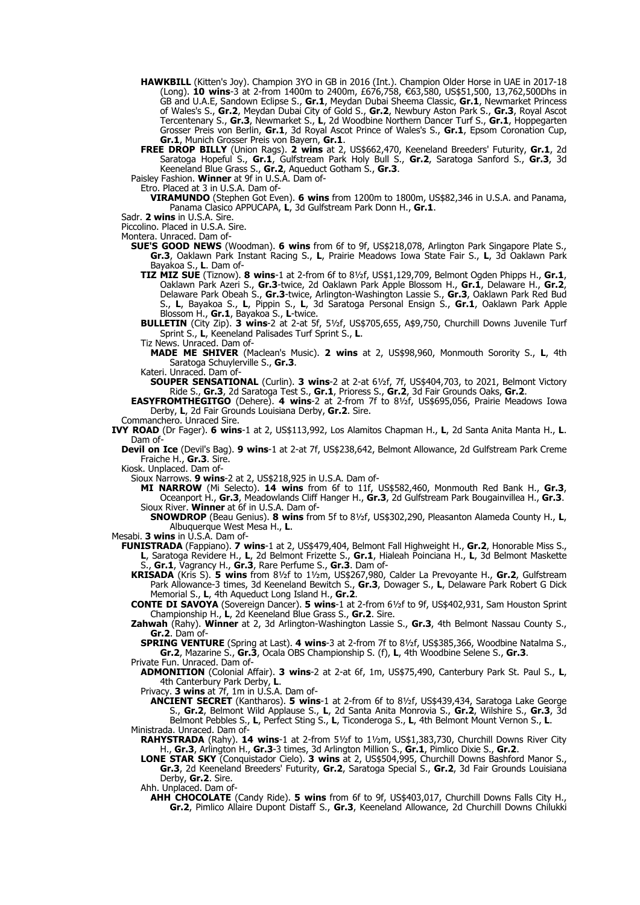**HAWKBILL** (Kitten's Joy). Champion 3YO in GB in 2016 (Int.). Champion Older Horse in UAE in 2017-18 (Long). **10 wins**-3 at 2-from 1400m to 2400m, £676,758, €63,580, US$51,500, 13,762,500Dhs in GB and U.A.E, Sandown Eclipse S., **Gr.1**, Meydan Dubai Sheema Classic, **Gr.1**, Newmarket Princess of Wales's S., **Gr.2**, Meydan Dubai City of Gold S., **Gr.2**, Newbury Aston Park S., **Gr.3**, Royal Ascot Tercentenary S., **Gr.3**, Newmarket S., **L**, 2d Woodbine Northern Dancer Turf S., **Gr.1**, Hoppegarten Grosser Preis von Berlin, **Gr.1**, 3d Royal Ascot Prince of Wales's S., **Gr.1**, Epsom Coronation Cup, **Gr.1**, Munich Grosser Preis von Bayern, **Gr.1**.

**FREE DROP BILLY** (Union Rags). **2 wins** at 2, US$662,470, Keeneland Breeders' Futurity, **Gr.1**, 2d Saratoga Hopeful S., **Gr.1**, Gulfstream Park Holy Bull S., **Gr.2**, Saratoga Sanford S., **Gr.3**, 3d Keeneland Blue Grass S., **Gr.2**, Aqueduct Gotham S., **Gr.3**.

Paisley Fashion. **Winner** at 9f in U.S.A. Dam of-

Etro. Placed at 3 in U.S.A. Dam of-

**VIRAMUNDO** (Stephen Got Even). **6 wins** from 1200m to 1800m, US$82,346 in U.S.A. and Panama, Panama Clasico APPUCAPA, **L**, 3d Gulfstream Park Donn H., **Gr.1**.

Sadr. **2 wins** in U.S.A. Sire.

Piccolino. Placed in U.S.A. Sire.

Montera. Unraced. Dam of-

**SUE'S GOOD NEWS** (Woodman). **6 wins** from 6f to 9f, US$218,078, Arlington Park Singapore Plate S., **Gr.3**, Oaklawn Park Instant Racing S., **L**, Prairie Meadows Iowa State Fair S., **L**, 3d Oaklawn Park Bayakoa S., **L**. Dam of-

**TIZ MIZ SUE** (Tiznow). **8 wins**-1 at 2-from 6f to 8½f, US$1,129,709, Belmont Ogden Phipps H., **Gr.1**, Oaklawn Park Azeri S., **Gr.3**-twice, 2d Oaklawn Park Apple Blossom H., **Gr.1**, Delaware H., **Gr.2**, Delaware Park Obeah S., **Gr.3**-twice, Arlington-Washington Lassie S., **Gr.3**, Oaklawn Park Red Bud S., **L**, Bayakoa S., **L**, Pippin S., **L**, 3d Saratoga Personal Ensign S., **Gr.1**, Oaklawn Park Apple Blossom H., **Gr.1**, Bayakoa S., **L**-twice.

**BULLETIN** (City Zip). **3 wins**-2 at 2-at 5f, 5½f, US$705,655, A$9,750, Churchill Downs Juvenile Turf Sprint S., **L**, Keeneland Palisades Turf Sprint S., **L**.

Tiz News. Unraced. Dam of-

**MADE ME SHIVER** (Maclean's Music). **2 wins** at 2, US$98,960, Monmouth Sorority S., **L**, 4th Saratoga Schuylerville S., **Gr.3**.

Kateri. Unraced. Dam of-

**SOUPER SENSATIONAL** (Curlin). **3 wins**-2 at 2-at 6½f, 7f, US$404,703, to 2021, Belmont Victory Ride S., **Gr.3**, 2d Saratoga Test S., **Gr.1**, Prioress S., **Gr.2**, 3d Fair Grounds Oaks, **Gr.2**.

**EASYFROMTHEGITGO** (Dehere). **4 wins**-2 at 2-from 7f to 8½f, US$695,056, Prairie Meadows Iowa Derby, **L**, 2d Fair Grounds Louisiana Derby, **Gr.2**. Sire.

Commanchero. Unraced Sire.

**IVY ROAD** (Dr Fager). **6 wins**-1 at 2, US$113,992, Los Alamitos Chapman H., **L**, 2d Santa Anita Manta H., **L**. Dam of-

**Devil on Ice** (Devil's Bag). **9 wins**-1 at 2-at 7f, US$238,642, Belmont Allowance, 2d Gulfstream Park Creme Fraiche H., **Gr.3**. Sire.

Kiosk. Unplaced. Dam of-

Sioux Narrows. **9 wins**-2 at 2, US$218,925 in U.S.A. Dam of-

**MI NARROW** (Mi Selecto). **14 wins** from 6f to 11f, US$582,460, Monmouth Red Bank H., **Gr.3**, Oceanport H., **Gr.3**, Meadowlands Cliff Hanger H., **Gr.3**, 2d Gulfstream Park Bougainvillea H., **Gr.3**.

Sioux River. **Winner** at 6f in U.S.A. Dam of-

**SNOWDROP** (Beau Genius). **8 wins** from 5f to 8½f, US$302,290, Pleasanton Alameda County H., **L**, Albuquerque West Mesa H., **L**.

Mesabi. **3 wins** in U.S.A. Dam of-

**FUNISTRADA** (Fappiano). **7 wins**-1 at 2, US$479,404, Belmont Fall Highweight H., **Gr.2**, Honorable Miss S., **L**, Saratoga Revidere H., **L**, 2d Belmont Frizette S., **Gr.1**, Hialeah Poinciana H., **L**, 3d Belmont Maskette S., **Gr.1**, Vagrancy H., **Gr.3**, Rare Perfume S., **Gr.3**. Dam of-

**KRISADA** (Kris S). **5 wins** from 8½f to 1½m, US$267,980, Calder La Prevoyante H., **Gr.2**, Gulfstream Park Allowance-3 times, 3d Keeneland Bewitch S., **Gr.3**, Dowager S., **L**, Delaware Park Robert G Dick Memorial S., **L**, 4th Aqueduct Long Island H., **Gr.2**.

**CONTE DI SAVOYA** (Sovereign Dancer). **5 wins**-1 at 2-from 6½f to 9f, US$402,931, Sam Houston Sprint Championship H., **L**, 2d Keeneland Blue Grass S., **Gr.2**. Sire.

**Zahwah** (Rahy). **Winner** at 2, 3d Arlington-Washington Lassie S., **Gr.3**, 4th Belmont Nassau County S., **Gr.2**. Dam of-

**SPRING VENTURE** (Spring at Last). **4 wins**-3 at 2-from 7f to 8½f, US$385,366, Woodbine Natalma S., **Gr.2**, Mazarine S., **Gr.3**, Ocala OBS Championship S. (f), **L**, 4th Woodbine Selene S., **Gr.3**.

Private Fun. Unraced. Dam of-

**ADMONITION** (Colonial Affair). **3 wins**-2 at 2-at 6f, 1m, US$75,490, Canterbury Park St. Paul S., **L**, 4th Canterbury Park Derby, **L**.

Privacy. **3 wins** at 7f, 1m in U.S.A. Dam of-

**ANCIENT SECRET** (Kantharos). **5 wins**-1 at 2-from 6f to 8½f, US$439,434, Saratoga Lake George S., **Gr.2**, Belmont Wild Applause S., **L**, 2d Santa Anita Monrovia S., **Gr.2**, Wilshire S., **Gr.3**, 3d Belmont Pebbles S., **L**, Perfect Sting S., **L**, Ticonderoga S., **L**, 4th Belmont Mount Vernon S., **L**.

Ministrada. Unraced. Dam of-

**RAHYSTRADA** (Rahy). **14 wins**-1 at 2-from 5½f to 1½m, US$1,383,730, Churchill Downs River City H., **Gr.3**, Arlington H., **Gr.3**-3 times, 3d Arlington Million S., **Gr.1**, Pimlico Dixie S., **Gr.2**.

**LONE STAR SKY** (Conquistador Cielo). **3 wins** at 2, US$504,995, Churchill Downs Bashford Manor S., **Gr.3**, 2d Keeneland Breeders' Futurity, **Gr.2**, Saratoga Special S., **Gr.2**, 3d Fair Grounds Louisiana Derby, **Gr.2**. Sire.

Ahh. Unplaced. Dam of-

**AHH CHOCOLATE** (Candy Ride). **5 wins** from 6f to 9f, US$403,017, Churchill Downs Falls City H., **Gr.2**, Pimlico Allaire Dupont Distaff S., **Gr.3**, Keeneland Allowance, 2d Churchill Downs Chilukki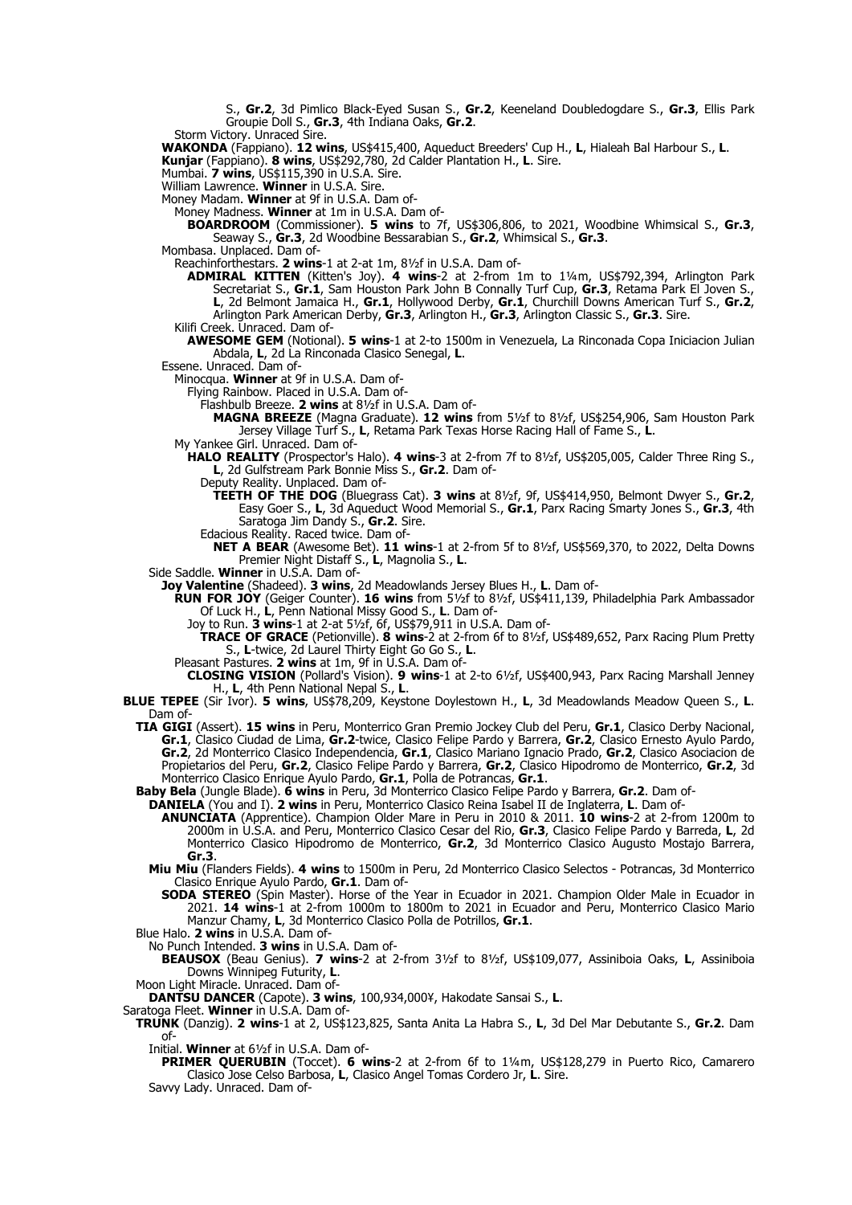S., **Gr.2**, 3d Pimlico Black-Eyed Susan S., **Gr.2**, Keeneland Doubledogdare S., **Gr.3**, Ellis Park Groupie Doll S., **Gr.3**, 4th Indiana Oaks, **Gr.2**.

Storm Victory. Unraced Sire.

**WAKONDA** (Fappiano). **12 wins**, US$415,400, Aqueduct Breeders' Cup H., **L**, Hialeah Bal Harbour S., **L**.

**Kunjar** (Fappiano). **8 wins**, US$292,780, 2d Calder Plantation H., **L**. Sire.

Mumbai. **7 wins**, US$115,390 in U.S.A. Sire.

William Lawrence. **Winner** in U.S.A. Sire.

Money Madam. **Winner** at 9f in U.S.A. Dam of-

Money Madness. **Winner** at 1m in U.S.A. Dam of-

**BOARDROOM** (Commissioner). **5 wins** to 7f, US$306,806, to 2021, Woodbine Whimsical S., **Gr.3**, Seaway S., **Gr.3**, 2d Woodbine Bessarabian S., **Gr.2**, Whimsical S., **Gr.3**.

Mombasa. Unplaced. Dam of-

Reachinforthestars. **2 wins**-1 at 2-at 1m, 8½f in U.S.A. Dam of-

**ADMIRAL KITTEN** (Kitten's Joy). **4 wins**-2 at 2-from 1m to 1¼m, US$792,394, Arlington Park Secretariat S., **Gr.1**, Sam Houston Park John B Connally Turf Cup, **Gr.3**, Retama Park El Joven S., **L**, 2d Belmont Jamaica H., **Gr.1**, Hollywood Derby, **Gr.1**, Churchill Downs American Turf S., **Gr.2**, Arlington Park American Derby, **Gr.3**, Arlington H., **Gr.3**, Arlington Classic S., **Gr.3**. Sire.

Kilifi Creek. Unraced. Dam of-

**AWESOME GEM** (Notional). **5 wins**-1 at 2-to 1500m in Venezuela, La Rinconada Copa Iniciacion Julian Abdala, **L**, 2d La Rinconada Clasico Senegal, **L**.

Essene. Unraced. Dam of-

Minocqua. **Winner** at 9f in U.S.A. Dam of-

Flying Rainbow. Placed in U.S.A. Dam of-

Flashbulb Breeze. **2 wins** at 8½f in U.S.A. Dam of-

**MAGNA BREEZE** (Magna Graduate). **12 wins** from 5½f to 8½f, US$254,906, Sam Houston Park Jersey Village Turf S., **L**, Retama Park Texas Horse Racing Hall of Fame S., **L**.

My Yankee Girl. Unraced. Dam of-

**HALO REALITY** (Prospector's Halo). **4 wins**-3 at 2-from 7f to 8½f, US$205,005, Calder Three Ring S., **L**, 2d Gulfstream Park Bonnie Miss S., **Gr.2**. Dam of-

Deputy Reality. Unplaced. Dam of-

**TEETH OF THE DOG** (Bluegrass Cat). **3 wins** at 8½f, 9f, US$414,950, Belmont Dwyer S., **Gr.2**, Easy Goer S., **L**, 3d Aqueduct Wood Memorial S., **Gr.1**, Parx Racing Smarty Jones S., **Gr.3**, 4th Saratoga Jim Dandy S., **Gr.2**. Sire.

Edacious Reality. Raced twice. Dam of-

**NET A BEAR** (Awesome Bet). **11 wins**-1 at 2-from 5f to 8½f, US$569,370, to 2022, Delta Downs Premier Night Distaff S., **L**, Magnolia S., **L**.

Side Saddle. **Winner** in U.S.A. Dam of-

**Joy Valentine** (Shadeed). **3 wins**, 2d Meadowlands Jersey Blues H., **L**. Dam of-

**RUN FOR JOY** (Geiger Counter). **16 wins** from 5½f to 8½f, US$411,139, Philadelphia Park Ambassador Of Luck H., **L**, Penn National Missy Good S., **L**. Dam of-

Joy to Run. **3 wins**-1 at 2-at 5½f, 6f, US$79,911 in U.S.A. Dam of-

**TRACE OF GRACE** (Petionville). **8 wins**-2 at 2-from 6f to 8½f, US$489,652, Parx Racing Plum Pretty S., **L**-twice, 2d Laurel Thirty Eight Go Go S., **L**.

Pleasant Pastures. **2 wins** at 1m, 9f in U.S.A. Dam of-

**CLOSING VISION** (Pollard's Vision). **9 wins**-1 at 2-to 6½f, US$400,943, Parx Racing Marshall Jenney H., **L**, 4th Penn National Nepal S., **L**.

**BLUE TEPEE** (Sir Ivor). **5 wins**, US$78,209, Keystone Doylestown H., **L**, 3d Meadowlands Meadow Queen S., **L**. Dam of-

**TIA GIGI** (Assert). **15 wins** in Peru, Monterrico Gran Premio Jockey Club del Peru, **Gr.1**, Clasico Derby Nacional, **Gr.1**, Clasico Ciudad de Lima, **Gr.2**-twice, Clasico Felipe Pardo y Barrera, **Gr.2**, Clasico Ernesto Ayulo Pardo, **Gr.2**, 2d Monterrico Clasico Independencia, **Gr.1**, Clasico Mariano Ignacio Prado, **Gr.2**, Clasico Asociacion de Propietarios del Peru, **Gr.2**, Clasico Felipe Pardo y Barrera, **Gr.2**, Clasico Hipodromo de Monterrico, **Gr.2**, 3d Monterrico Clasico Enrique Ayulo Pardo, **Gr.1**, Polla de Potrancas, **Gr.1**.

**Baby Bela** (Jungle Blade). **6 wins** in Peru, 3d Monterrico Clasico Felipe Pardo y Barrera, **Gr.2**. Dam of-

**DANIELA** (You and I). **2 wins** in Peru, Monterrico Clasico Reina Isabel II de Inglaterra, **L**. Dam of-

**ANUNCIATA** (Apprentice). Champion Older Mare in Peru in 2010 & 2011. **10 wins**-2 at 2-from 1200m to 2000m in U.S.A. and Peru, Monterrico Clasico Cesar del Rio, **Gr.3**, Clasico Felipe Pardo y Barreda, **L**, 2d Monterrico Clasico Hipodromo de Monterrico, **Gr.2**, 3d Monterrico Clasico Augusto Mostajo Barrera, **Gr.3**.

**Miu Miu** (Flanders Fields). **4 wins** to 1500m in Peru, 2d Monterrico Clasico Selectos - Potrancas, 3d Monterrico Clasico Enrique Ayulo Pardo, **Gr.1**. Dam of-

**SODA STEREO** (Spin Master). Horse of the Year in Ecuador in 2021. Champion Older Male in Ecuador in 2021. **14 wins**-1 at 2-from 1000m to 1800m to 2021 in Ecuador and Peru, Monterrico Clasico Mario Manzur Chamy, **L**, 3d Monterrico Clasico Polla de Potrillos, **Gr.1**.

Blue Halo. **2 wins** in U.S.A. Dam of-

No Punch Intended. **3 wins** in U.S.A. Dam of-

**BEAUSOX** (Beau Genius). **7 wins**-2 at 2-from 3½f to 8½f, US$109,077, Assiniboia Oaks, **L**, Assiniboia Downs Winnipeg Futurity, **L**.

Moon Light Miracle. Unraced. Dam of-

**DANTSU DANCER** (Capote). **3 wins**, 100,934,000¥, Hakodate Sansai S., **L**.

Saratoga Fleet. **Winner** in U.S.A. Dam of-

**TRUNK** (Danzig). **2 wins**-1 at 2, US$123,825, Santa Anita La Habra S., **L**, 3d Del Mar Debutante S., **Gr.2**. Dam of-

Initial. **Winner** at 6½f in U.S.A. Dam of-

**PRIMER QUERUBIN** (Toccet). **6 wins**-2 at 2-from 6f to 1¼m, US$128,279 in Puerto Rico, Camarero Clasico Jose Celso Barbosa, **L**, Clasico Angel Tomas Cordero Jr, **L**. Sire.

Savvy Lady. Unraced. Dam of-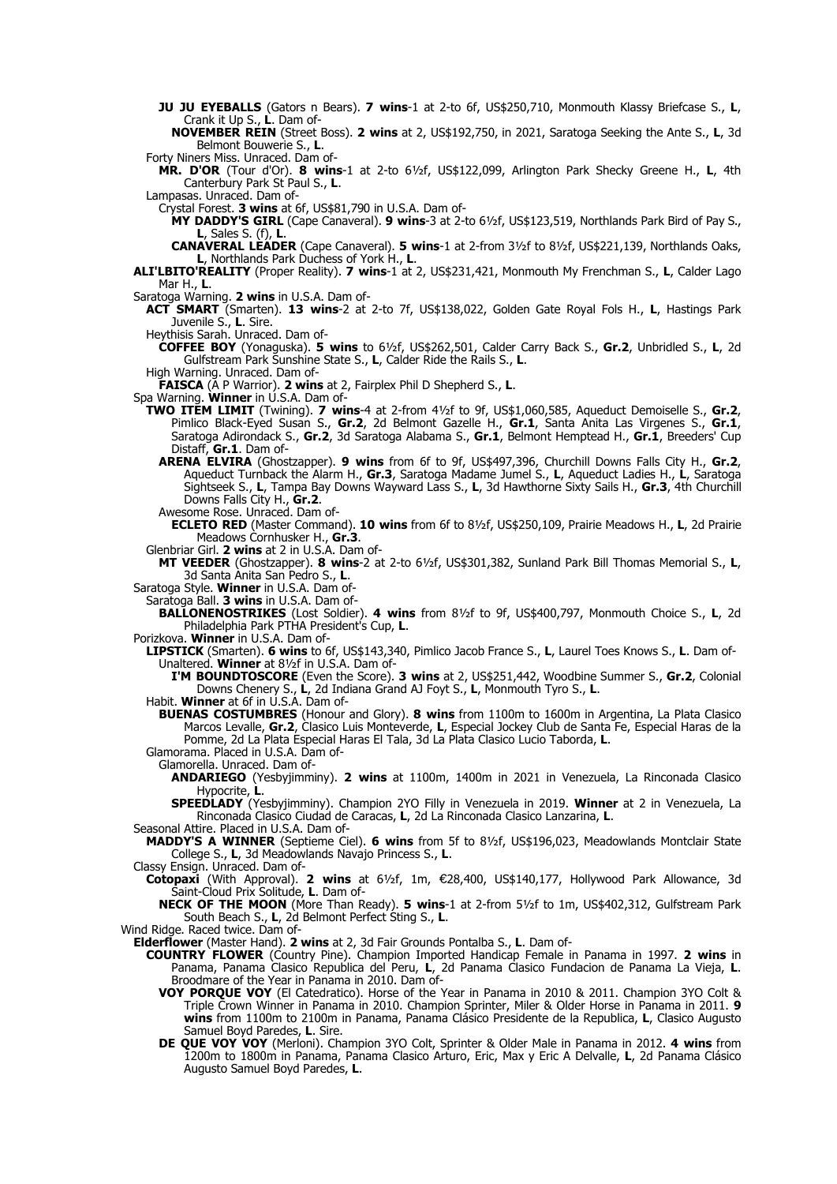**JU JU EYEBALLS** (Gators n Bears). **7 wins**-1 at 2-to 6f, US$250,710, Monmouth Klassy Briefcase S., **L**, Crank it Up S., **L**. Dam of-

**NOVEMBER REIN** (Street Boss). **2 wins** at 2, US$192,750, in 2021, Saratoga Seeking the Ante S., **L**, 3d Belmont Bouwerie S., **L**.

Forty Niners Miss. Unraced. Dam of-

**MR. D'OR** (Tour d'Or). **8 wins**-1 at 2-to 6½f, US$122,099, Arlington Park Shecky Greene H., **L**, 4th Canterbury Park St Paul S., **L**.

Lampasas. Unraced. Dam of-

Crystal Forest. **3 wins** at 6f, US$81,790 in U.S.A. Dam of-

**MY DADDY'S GIRL** (Cape Canaveral). **9 wins**-3 at 2-to 6½f, US$123,519, Northlands Park Bird of Pay S., **L**, Sales S. (f), **L**.

**CANAVERAL LEADER** (Cape Canaveral). **5 wins**-1 at 2-from 3½f to 8½f, US$221,139, Northlands Oaks, **L**, Northlands Park Duchess of York H., **L**.

**ALI'LBITO'REALITY** (Proper Reality). **7 wins**-1 at 2, US$231,421, Monmouth My Frenchman S., **L**, Calder Lago Mar H., **L**.

Saratoga Warning. **2 wins** in U.S.A. Dam of-

**ACT SMART** (Smarten). **13 wins**-2 at 2-to 7f, US$138,022, Golden Gate Royal Fols H., **L**, Hastings Park Juvenile S., **L**. Sire.

Heythisis Sarah. Unraced. Dam of-

**COFFEE BOY** (Yonaguska). **5 wins** to 6½f, US$262,501, Calder Carry Back S., **Gr.2**, Unbridled S., **L**, 2d Gulfstream Park Sunshine State S., **L**, Calder Ride the Rails S., **L**.

High Warning. Unraced. Dam of-

**FAISCA** (A P Warrior). **2 wins** at 2, Fairplex Phil D Shepherd S., **L**.

Spa Warning. **Winner** in U.S.A. Dam of-

**TWO ITEM LIMIT** (Twining). **7 wins**-4 at 2-from 4½f to 9f, US$1,060,585, Aqueduct Demoiselle S., **Gr.2**, Pimlico Black-Eyed Susan S., **Gr.2**, 2d Belmont Gazelle H., **Gr.1**, Santa Anita Las Virgenes S., **Gr.1**, Saratoga Adirondack S., **Gr.2**, 3d Saratoga Alabama S., **Gr.1**, Belmont Hemptead H., **Gr.1**, Breeders' Cup Distaff, **Gr.1**. Dam of-

**ARENA ELVIRA** (Ghostzapper). **9 wins** from 6f to 9f, US$497,396, Churchill Downs Falls City H., **Gr.2**, Aqueduct Turnback the Alarm H., **Gr.3**, Saratoga Madame Jumel S., **L**, Aqueduct Ladies H., **L**, Saratoga Sightseek S., **L**, Tampa Bay Downs Wayward Lass S., **L**, 3d Hawthorne Sixty Sails H., **Gr.3**, 4th Churchill Downs Falls City H., **Gr.2**.

Awesome Rose. Unraced. Dam of-

**ECLETO RED** (Master Command). **10 wins** from 6f to 8½f, US$250,109, Prairie Meadows H., **L**, 2d Prairie Meadows Cornhusker H., **Gr.3**.

Glenbriar Girl. **2 wins** at 2 in U.S.A. Dam of-

**MT VEEDER** (Ghostzapper). **8 wins**-2 at 2-to 6½f, US$301,382, Sunland Park Bill Thomas Memorial S., **L**, 3d Santa Anita San Pedro S., **L**.

Saratoga Style. **Winner** in U.S.A. Dam of-

Saratoga Ball. **3 wins** in U.S.A. Dam of-

**BALLONENOSTRIKES** (Lost Soldier). **4 wins** from 8½f to 9f, US$400,797, Monmouth Choice S., **L**, 2d Philadelphia Park PTHA President's Cup, **L**.

Porizkova. **Winner** in U.S.A. Dam of-

**LIPSTICK** (Smarten). **6 wins** to 6f, US$143,340, Pimlico Jacob France S., **L**, Laurel Toes Knows S., **L**. Dam of-

Unaltered. **Winner** at 8½f in U.S.A. Dam of-

**I'M BOUNDTOSCORE** (Even the Score). **3 wins** at 2, US$251,442, Woodbine Summer S., **Gr.2**, Colonial Downs Chenery S., **L**, 2d Indiana Grand AJ Foyt S., **L**, Monmouth Tyro S., **L**.

Habit. **Winner** at 6f in U.S.A. Dam of-

**BUENAS COSTUMBRES** (Honour and Glory). **8 wins** from 1100m to 1600m in Argentina, La Plata Clasico Marcos Levalle, **Gr.2**, Clasico Luis Monteverde, **L**, Especial Jockey Club de Santa Fe, Especial Haras de la Pomme, 2d La Plata Especial Haras El Tala, 3d La Plata Clasico Lucio Taborda, **L**.

Glamorama. Placed in U.S.A. Dam of-

Glamorella. Unraced. Dam of-

**ANDARIEGO** (Yesbyjimminy). **2 wins** at 1100m, 1400m in 2021 in Venezuela, La Rinconada Clasico Hypocrite, **L**.

**SPEEDLADY** (Yesbyjimminy). Champion 2YO Filly in Venezuela in 2019. **Winner** at 2 in Venezuela, La Rinconada Clasico Ciudad de Caracas, **L**, 2d La Rinconada Clasico Lanzarina, **L**.

Seasonal Attire. Placed in U.S.A. Dam of-

**MADDY'S A WINNER** (Septieme Ciel). **6 wins** from 5f to 8½f, US$196,023, Meadowlands Montclair State College S., **L**, 3d Meadowlands Navajo Princess S., **L**.

Classy Ensign. Unraced. Dam of-

**Cotopaxi** (With Approval). **2 wins** at 6½f, 1m, €28,400, US$140,177, Hollywood Park Allowance, 3d Saint-Cloud Prix Solitude, **L**. Dam of-

**NECK OF THE MOON** (More Than Ready). **5 wins**-1 at 2-from 5½f to 1m, US$402,312, Gulfstream Park South Beach S., **L**, 2d Belmont Perfect Sting S., **L**.

Wind Ridge. Raced twice. Dam of-

**Elderflower** (Master Hand). **2 wins** at 2, 3d Fair Grounds Pontalba S., **L**. Dam of-

**COUNTRY FLOWER** (Country Pine). Champion Imported Handicap Female in Panama in 1997. **2 wins** in Panama, Panama Clasico Republica del Peru, **L**, 2d Panama Clasico Fundacion de Panama La Vieja, **L**. Broodmare of the Year in Panama in 2010. Dam of-

**VOY PORQUE VOY** (El Catedratico). Horse of the Year in Panama in 2010 & 2011. Champion 3YO Colt & Triple Crown Winner in Panama in 2010. Champion Sprinter, Miler & Older Horse in Panama in 2011. **9 wins** from 1100m to 2100m in Panama, Panama Clásico Presidente de la Republica, **L**, Clasico Augusto Samuel Boyd Paredes, **L**. Sire.

**DE QUE VOY VOY** (Merloni). Champion 3YO Colt, Sprinter & Older Male in Panama in 2012. **4 wins** from 1200m to 1800m in Panama, Panama Clasico Arturo, Eric, Max y Eric A Delvalle, **L**, 2d Panama Clásico Augusto Samuel Boyd Paredes, **L**.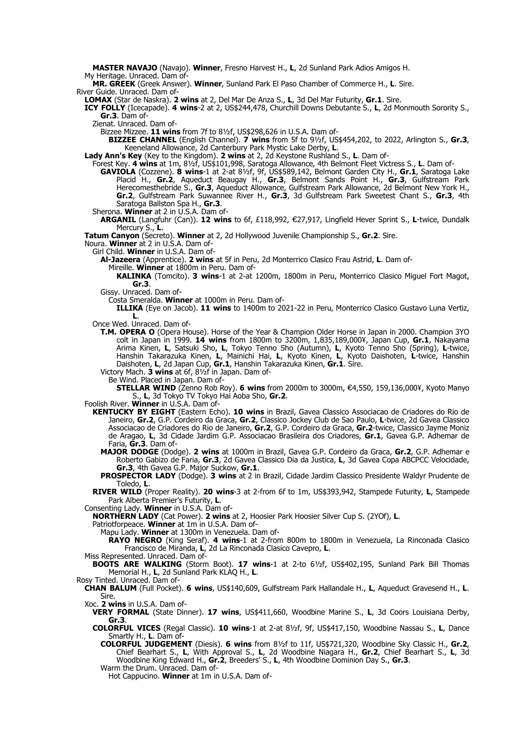**MASTER NAVAJO** (Navajo). **Winner**, Fresno Harvest H., **L**, 2d Sunland Park Adios Amigos H.

My Heritage. Unraced. Dam of-

**MR. GREEK** (Greek Answer). **Winner**, Sunland Park El Paso Chamber of Commerce H., **L**. Sire.

River Guide. Unraced. Dam of-

**LOMAX** (Star de Naskra). **2 wins** at 2, Del Mar De Anza S., **L**, 3d Del Mar Futurity, **Gr.1**. Sire.

**ICY FOLLY** (Icecapade). **4 wins**-2 at 2, US$244,478, Churchill Downs Debutante S., **L**, 2d Monmouth Sorority S., **Gr.3**. Dam of-

Zienat. Unraced. Dam of-

Bizzee Mizzee. **11 wins** from 7f to 8½f, US$298,626 in U.S.A. Dam of-

**BIZZEE CHANNEL** (English Channel). **7 wins** from 5f to 9½f, US$454,202, to 2022, Arlington S., **Gr.3**, Keeneland Allowance, 2d Canterbury Park Mystic Lake Derby, **L**.

**Lady Ann's Key** (Key to the Kingdom). **2 wins** at 2, 2d Keystone Rushland S., **L**. Dam of-

Forest Key. **4 wins** at 1m, 8½f, US$101,998, Saratoga Allowance, 4th Belmont Fleet Victress S., **L**. Dam of-

**GAVIOLA** (Cozzene). **8 wins**-1 at 2-at 8½f, 9f, US$589,142, Belmont Garden City H., **Gr.1**, Saratoga Lake Placid H., **Gr.2**, Aqueduct Beaugay H., **Gr.3**, Belmont Sands Point H., **Gr.3**, Gulfstream Park Herecomesthebride S., **Gr.3**, Aqueduct Allowance, Gulfstream Park Allowance, 2d Belmont New York H., **Gr.2**, Gulfstream Park Suwannee River H., **Gr.3**, 3d Gulfstream Park Sweetest Chant S., **Gr.3**, 4th Saratoga Ballston Spa H., **Gr.3**.

Sherona. **Winner** at 2 in U.S.A. Dam of-

**ARGANIL** (Langfuhr (Can)). **12 wins** to 6f, £118,992, €27,917, Lingfield Hever Sprint S., **L**-twice, Dundalk Mercury S., **L**.

**Tatum Canyon** (Secreto). **Winner** at 2, 2d Hollywood Juvenile Championship S., **Gr.2**. Sire.

Noura. **Winner** at 2 in U.S.A. Dam of-

Girl Child. **Winner** in U.S.A. Dam of-

**Al-Jazeera** (Apprentice). **2 wins** at 5f in Peru, 2d Monterrico Clasico Frau Astrid, **L**. Dam of-

Mireille. **Winner** at 1800m in Peru. Dam of-

**KALINKA** (Tomcito). **3 wins**-1 at 2-at 1200m, 1800m in Peru, Monterrico Clasico Miguel Fort Magot, **Gr.3**.

Gissy. Unraced. Dam of-

Costa Smeralda. **Winner** at 1000m in Peru. Dam of-

**ILLIKA** (Eye on Jacob). **11 wins** to 1400m to 2021-22 in Peru, Monterrico Clasico Gustavo Luna Vertiz, **L**.

Once Wed. Unraced. Dam of-

**T.M. OPERA O** (Opera House). Horse of the Year & Champion Older Horse in Japan in 2000. Champion 3YO colt in Japan in 1999. **14 wins** from 1800m to 3200m, 1,835,189,000¥, Japan Cup, **Gr.1**, Nakayama Arima Kinen, **L**, Satsuki Sho, **L**, Tokyo Tenno Sho (Autumn), **L**, Kyoto Tenno Sho (Spring), **L**-twice, Hanshin Takarazuka Kinen, **L**, Mainichi Hai, **L**, Kyoto Kinen, **L**, Kyoto Daishoten, **L**-twice, Hanshin Daishoten, **L**, 2d Japan Cup, **Gr.1**, Hanshin Takarazuka Kinen, **Gr.1**. Sire.

Victory Mach. **3 wins** at 6f, 8½f in Japan. Dam of-

Be Wind. Placed in Japan. Dam of-

**STELLAR WIND** (Zenno Rob Roy). **6 wins** from 2000m to 3000m, €4,550, 159,136,000¥, Kyoto Manyo S., **L**, 3d Tokyo TV Tokyo Hai Aoba Sho, **Gr.2**.

Foolish River. **Winner** in U.S.A. Dam of-

**KENTUCKY BY EIGHT** (Eastern Echo). **10 wins** in Brazil, Gavea Classico Associacao de Criadores do Rio de Janeiro, **Gr.2**, G.P. Cordeiro da Graca, **Gr.2**, Classico Jockey Club de Sao Paulo, **L**-twice, 2d Gavea Classico Associacao de Criadores do Rio de Janeiro, **Gr.2**, G.P. Cordeiro da Graca, **Gr.2**-twice, Classico Jayme Moniz de Aragao, **L**, 3d Cidade Jardim G.P. Associacao Brasileira dos Criadores, **Gr.1**, Gavea G.P. Adhemar de Faria, **Gr.3**. Dam of-

**MAJOR DODGE** (Dodge). **2 wins** at 1000m in Brazil, Gavea G.P. Cordeiro da Graca, **Gr.2**, G.P. Adhemar e Roberto Gabizo de Faria, **Gr.3**, 2d Gavea Classico Dia da Justica, **L**, 3d Gavea Copa ABCPCC Velocidade, **Gr.3**, 4th Gavea G.P. Major Suckow, **Gr.1**.

**PROSPECTOR LADY** (Dodge). **3 wins** at 2 in Brazil, Cidade Jardim Classico Presidente Waldyr Prudente de Toledo, **L**.

**RIVER WILD** (Proper Reality). **20 wins**-3 at 2-from 6f to 1m, US$393,942, Stampede Futurity, **L**, Stampede Park Alberta Premier's Futurity, **L**.

Consenting Lady. **Winner** in U.S.A. Dam of-

**NORTHERN LADY** (Cat Power). **2 wins** at 2, Hoosier Park Hoosier Silver Cup S. (2YOf), **L**.

Patriotforpeace. **Winner** at 1m in U.S.A. Dam of-

Mapu Lady. **Winner** at 1300m in Venezuela. Dam of-

**RAYO NEGRO** (King Seraf). **4 wins**-1 at 2-from 800m to 1800m in Venezuela, La Rinconada Clasico Francisco de Miranda, **L**, 2d La Rinconada Clasico Cavepro, **L**.

Miss Represented. Unraced. Dam of-

**BOOTS ARE WALKING** (Storm Boot). **17 wins**-1 at 2-to 6½f, US$402,195, Sunland Park Bill Thomas Memorial H., **L**, 2d Sunland Park KLAQ H., **L**.

Rosy Tinted. Unraced. Dam of-

**CHAN BALUM** (Full Pocket). **6 wins**, US$140,609, Gulfstream Park Hallandale H., **L**, Aqueduct Gravesend H., **L**. Sire.

Xoc. **2 wins** in U.S.A. Dam of-

**VERY FORMAL** (State Dinner). **17 wins**, US$411,660, Woodbine Marine S., **L**, 3d Coors Louisiana Derby, **Gr.3**.

**COLORFUL VICES** (Regal Classic). **10 wins**-1 at 2-at 8½f, 9f, US$417,150, Woodbine Nassau S., **L**, Dance Smartly H., **L**. Dam of-

**COLORFUL JUDGEMENT** (Diesis). **6 wins** from 8½f to 11f, US$721,320, Woodbine Sky Classic H., **Gr.2**, Chief Bearhart S., **L**, With Approval S., **L**, 2d Woodbine Niagara H., **Gr.2**, Chief Bearhart S., **L**, 3d Woodbine King Edward H., **Gr.2**, Breeders' S., **L**, 4th Woodbine Dominion Day S., **Gr.3**.

Warm the Drum. Unraced. Dam of-

Hot Cappucino. **Winner** at 1m in U.S.A. Dam of-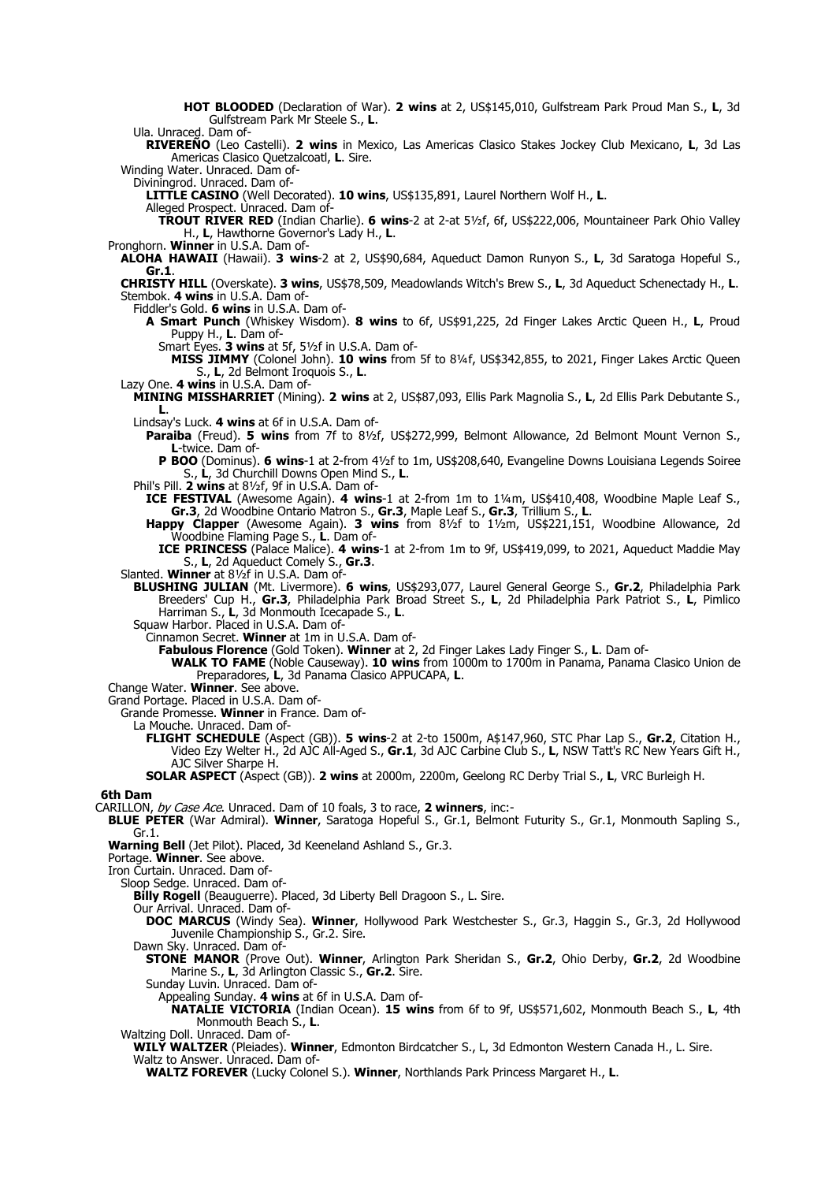**HOT BLOODED** (Declaration of War). **2 wins** at 2, US$145,010, Gulfstream Park Proud Man S., **L**, 3d Gulfstream Park Mr Steele S., **L**.

Ula. Unraced. Dam of-

**RIVEREÑO** (Leo Castelli). **2 wins** in Mexico, Las Americas Clasico Stakes Jockey Club Mexicano, **L**, 3d Las Americas Clasico Quetzalcoatl, **L**. Sire.

Winding Water. Unraced. Dam of-

Diviningrod. Unraced. Dam of-

**LITTLE CASINO** (Well Decorated). **10 wins**, US$135,891, Laurel Northern Wolf H., **L**.

Alleged Prospect. Unraced. Dam of-

**TROUT RIVER RED** (Indian Charlie). **6 wins**-2 at 2-at 5½f, 6f, US$222,006, Mountaineer Park Ohio Valley H., **L**, Hawthorne Governor's Lady H., **L**.

Pronghorn. **Winner** in U.S.A. Dam of-

**ALOHA HAWAII** (Hawaii). **3 wins**-2 at 2, US$90,684, Aqueduct Damon Runyon S., **L**, 3d Saratoga Hopeful S., **Gr.1**.

**CHRISTY HILL** (Overskate). **3 wins**, US$78,509, Meadowlands Witch's Brew S., **L**, 3d Aqueduct Schenectady H., **L**.

Stembok. **4 wins** in U.S.A. Dam of-

Fiddler's Gold. **6 wins** in U.S.A. Dam of-

**A Smart Punch** (Whiskey Wisdom). **8 wins** to 6f, US$91,225, 2d Finger Lakes Arctic Queen H., **L**, Proud Puppy H., **L**. Dam of-

Smart Eyes. **3 wins** at 5f, 5½f in U.S.A. Dam of-

**MISS JIMMY** (Colonel John). **10 wins** from 5f to 8¼f, US$342,855, to 2021, Finger Lakes Arctic Queen S., **L**, 2d Belmont Iroquois S., **L**.

Lazy One. **4 wins** in U.S.A. Dam of-

**MINING MISSHARRIET** (Mining). **2 wins** at 2, US$87,093, Ellis Park Magnolia S., **L**, 2d Ellis Park Debutante S., **L**.

Lindsay's Luck. **4 wins** at 6f in U.S.A. Dam of-

**Paraiba** (Freud). **5 wins** from 7f to 8½f, US$272,999, Belmont Allowance, 2d Belmont Mount Vernon S., **L**-twice. Dam of-

**P BOO** (Dominus). **6 wins**-1 at 2-from 4½f to 1m, US$208,640, Evangeline Downs Louisiana Legends Soiree S., **L**, 3d Churchill Downs Open Mind S., **L**.

Phil's Pill. **2 wins** at 8½f, 9f in U.S.A. Dam of-

**ICE FESTIVAL** (Awesome Again). **4 wins**-1 at 2-from 1m to 1¼m, US$410,408, Woodbine Maple Leaf S., **Gr.3**, 2d Woodbine Ontario Matron S., **Gr.3**, Maple Leaf S., **Gr.3**, Trillium S., **L**.

**Happy Clapper** (Awesome Again). **3 wins** from 8½f to 1½m, US$221,151, Woodbine Allowance, 2d Woodbine Flaming Page S., **L**. Dam of-

**ICE PRINCESS** (Palace Malice). **4 wins**-1 at 2-from 1m to 9f, US$419,099, to 2021, Aqueduct Maddie May S., **L**, 2d Aqueduct Comely S., **Gr.3**.

Slanted. **Winner** at 8½f in U.S.A. Dam of-

**BLUSHING JULIAN** (Mt. Livermore). **6 wins**, US$293,077, Laurel General George S., **Gr.2**, Philadelphia Park Breeders' Cup H., **Gr.3**, Philadelphia Park Broad Street S., **L**, 2d Philadelphia Park Patriot S., **L**, Pimlico Harriman S., **L**, 3d Monmouth Icecapade S., **L**.

Squaw Harbor. Placed in U.S.A. Dam of-

Cinnamon Secret. **Winner** at 1m in U.S.A. Dam of-

**Fabulous Florence** (Gold Token). **Winner** at 2, 2d Finger Lakes Lady Finger S., **L**. Dam of-

**WALK TO FAME** (Noble Causeway). **10 wins** from 1000m to 1700m in Panama, Panama Clasico Union de Preparadores, **L**, 3d Panama Clasico APPUCAPA, **L**.

Change Water. **Winner**. See above.

Grand Portage. Placed in U.S.A. Dam of-

Grande Promesse. **Winner** in France. Dam of-

La Mouche. Unraced. Dam of-

**FLIGHT SCHEDULE** (Aspect (GB)). **5 wins**-2 at 2-to 1500m, A$147,960, STC Phar Lap S., **Gr.2**, Citation H., Video Ezy Welter H., 2d AJC All-Aged S., **Gr.1**, 3d AJC Carbine Club S., **L**, NSW Tatt's RC New Years Gift H., AJC Silver Sharpe H.

**SOLAR ASPECT** (Aspect (GB)). **2 wins** at 2000m, 2200m, Geelong RC Derby Trial S., **L**, VRC Burleigh H.

### 6th Dam

CARILLON, *by Case Ace*. Unraced. Dam of 10 foals, 3 to race, **2 winners**, inc:-

**BLUE PETER** (War Admiral). **Winner**, Saratoga Hopeful S., Gr.1, Belmont Futurity S., Gr.1, Monmouth Sapling S., Gr.1.

**Warning Bell** (Jet Pilot). Placed, 3d Keeneland Ashland S., Gr.3.

Portage. **Winner**. See above.

Iron Curtain. Unraced. Dam of-

Sloop Sedge. Unraced. Dam of-

**Billy Rogell** (Beauguerre). Placed, 3d Liberty Bell Dragoon S., L. Sire.

Our Arrival. Unraced. Dam of-

**DOC MARCUS** (Windy Sea). **Winner**, Hollywood Park Westchester S., Gr.3, Haggin S., Gr.3, 2d Hollywood Juvenile Championship S., Gr.2. Sire.

Dawn Sky. Unraced. Dam of-

**STONE MANOR** (Prove Out). **Winner**, Arlington Park Sheridan S., **Gr.2**, Ohio Derby, **Gr.2**, 2d Woodbine Marine S., **L**, 3d Arlington Classic S., **Gr.2**. Sire.

Sunday Luvin. Unraced. Dam of-

Appealing Sunday. **4 wins** at 6f in U.S.A. Dam of-

**NATALIE VICTORIA** (Indian Ocean). **15 wins** from 6f to 9f, US$571,602, Monmouth Beach S., **L**, 4th Monmouth Beach S., **L**.

Waltzing Doll. Unraced. Dam of-

**WILY WALTZER** (Pleiades). **Winner**, Edmonton Birdcatcher S., L, 3d Edmonton Western Canada H., L. Sire.

Waltz to Answer. Unraced. Dam of-

**WALTZ FOREVER** (Lucky Colonel S.). **Winner**, Northlands Park Princess Margaret H., **L**.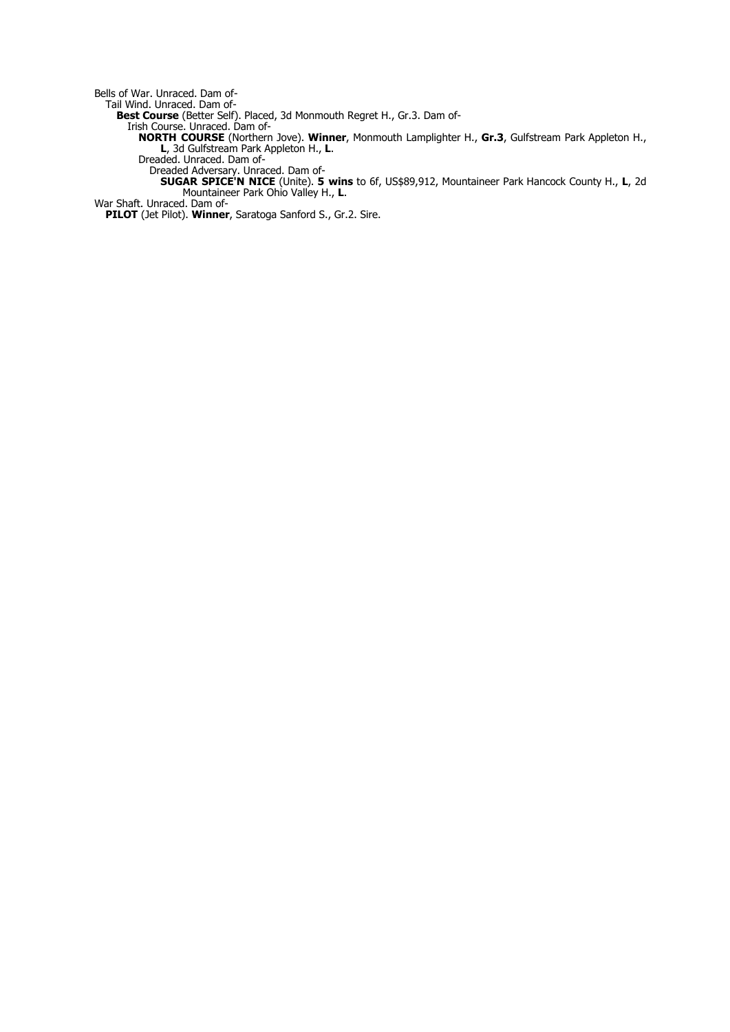Bells of War. Unraced. Dam of-

Tail Wind. Unraced. Dam of-

**Best Course** (Better Self). Placed, 3d Monmouth Regret H., Gr.3. Dam of-

Irish Course. Unraced. Dam of-

**NORTH COURSE** (Northern Jove). **Winner**, Monmouth Lamplighter H., **Gr.3**, Gulfstream Park Appleton H., **L**, 3d Gulfstream Park Appleton H., **L**.

Dreaded. Unraced. Dam of-

Dreaded Adversary. Unraced. Dam of-

**SUGAR SPICE'N NICE** (Unite). **5 wins** to 6f, US$89,912, Mountaineer Park Hancock County H., **L**, 2d Mountaineer Park Ohio Valley H., **L**.

War Shaft. Unraced. Dam of-

**PILOT** (Jet Pilot). **Winner**, Saratoga Sanford S., Gr.2. Sire.